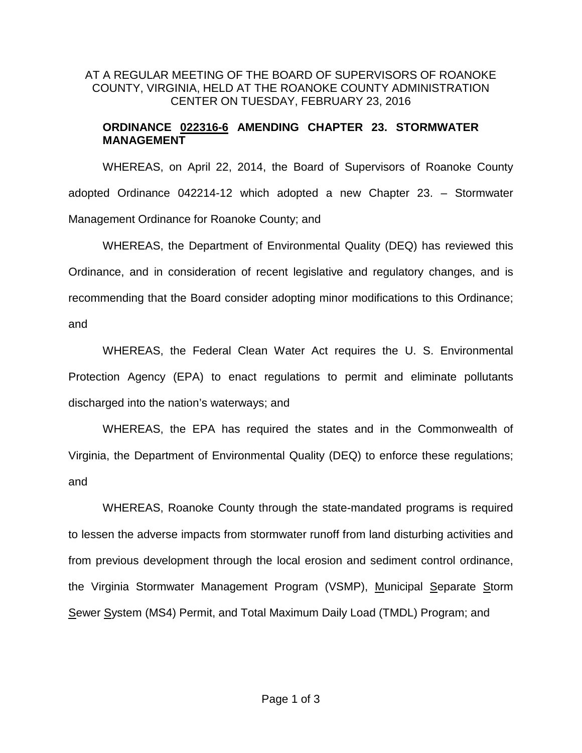AT A REGULAR MEETING OF THE BOARD OF SUPERVISORS OF ROANOKE COUNTY, VIRGINIA, HELD AT THE ROANOKE COUNTY ADMINISTRATION CENTER ON TUESDAY, FEBRUARY 23, 2016

**ORDINANCE 022316-6 AMENDING CHAPTER 23. STORMWATER MANAGEMENT**

WHEREAS, on April 22, 2014, the Board of Supervisors of Roanoke County adopted Ordinance 042214-12 which adopted a new Chapter 23. – Stormwater Management Ordinance for Roanoke County; and

WHEREAS, the Department of Environmental Quality (DEQ) has reviewed this Ordinance, and in consideration of recent legislative and regulatory changes, and is recommending that the Board consider adopting minor modifications to this Ordinance; and

WHEREAS, the Federal Clean Water Act requires the U. S. Environmental Protection Agency (EPA) to enact regulations to permit and eliminate pollutants discharged into the nation's waterways; and

WHEREAS, the EPA has required the states and in the Commonwealth of Virginia, the Department of Environmental Quality (DEQ) to enforce these regulations; and

WHEREAS, Roanoke County through the state-mandated programs is required to lessen the adverse impacts from stormwater runoff from land disturbing activities and from previous development through the local erosion and sediment control ordinance, the Virginia Stormwater Management Program (VSMP), Municipal Separate Storm Sewer System (MS4) Permit, and Total Maximum Daily Load (TMDL) Program; and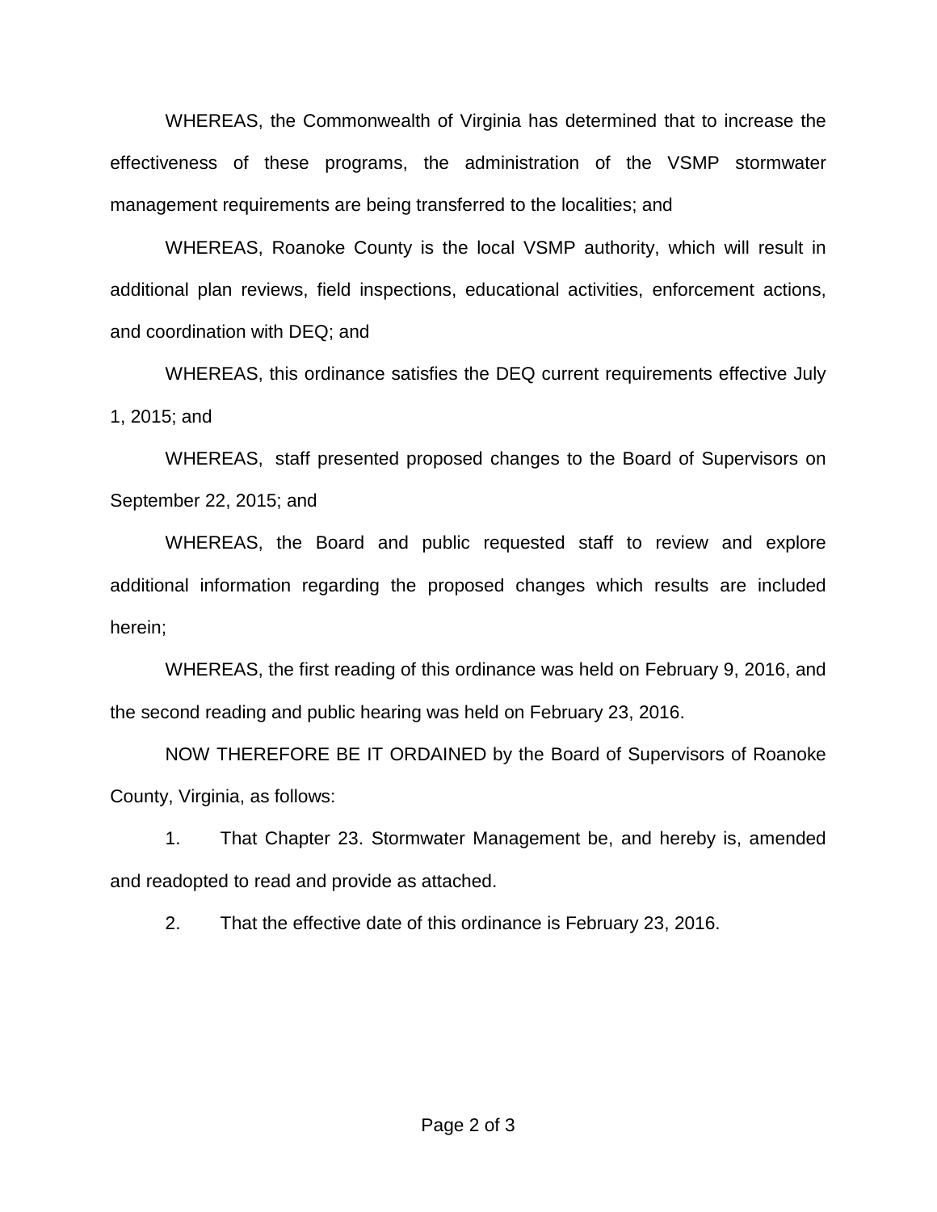WHEREAS, the Commonwealth of Virginia has determined that to increase the effectiveness of these programs, the administration of the VSMP stormwater management requirements are being transferred to the localities; and

WHEREAS, Roanoke County is the local VSMP authority, which will result in additional plan reviews, field inspections, educational activities, enforcement actions, and coordination with DEQ; and

WHEREAS, this ordinance satisfies the DEQ current requirements effective July 1, 2015; and

WHEREAS, staff presented proposed changes to the Board of Supervisors on September 22, 2015; and

WHEREAS, the Board and public requested staff to review and explore additional information regarding the proposed changes which results are included herein;

WHEREAS, the first reading of this ordinance was held on February 9, 2016, and the second reading and public hearing was held on February 23, 2016.

NOW THEREFORE BE IT ORDAINED by the Board of Supervisors of Roanoke County, Virginia, as follows:

1. That Chapter 23. Stormwater Management be, and hereby is, amended and readopted to read and provide as attached.

2. That the effective date of this ordinance is February 23, 2016.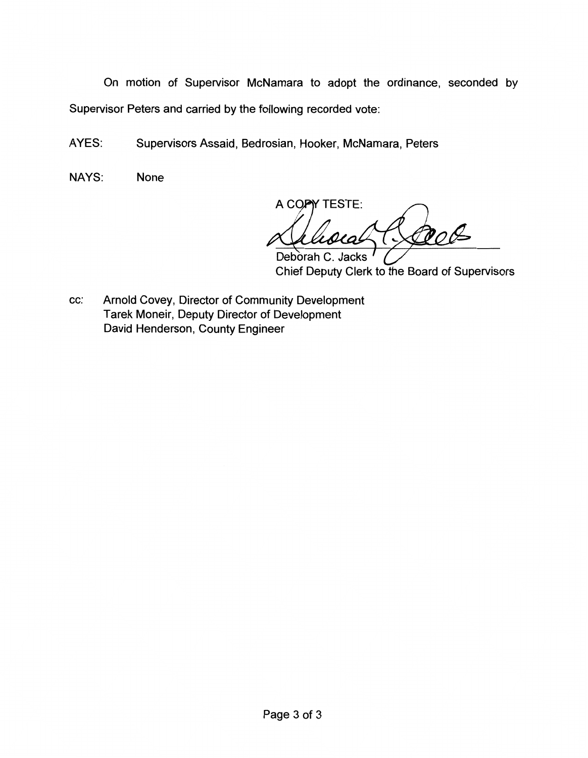On motion of Supervisor McNamara to adopt the ordinance, seconded by Supervisor Peters and carried by the following recorded vote:

AYES: Supervisors Assaid, Bedrosian, Hooker, McNamara, Peters

NAYS: None

A COPY TESTE:

Deborah C. Jacks
Chief Deputy Clerk to the Board of Supervisors

cc: Arnold Covey, Director of Community Development
Tarek Moneir, Deputy Director of Development
David Henderson, County Engineer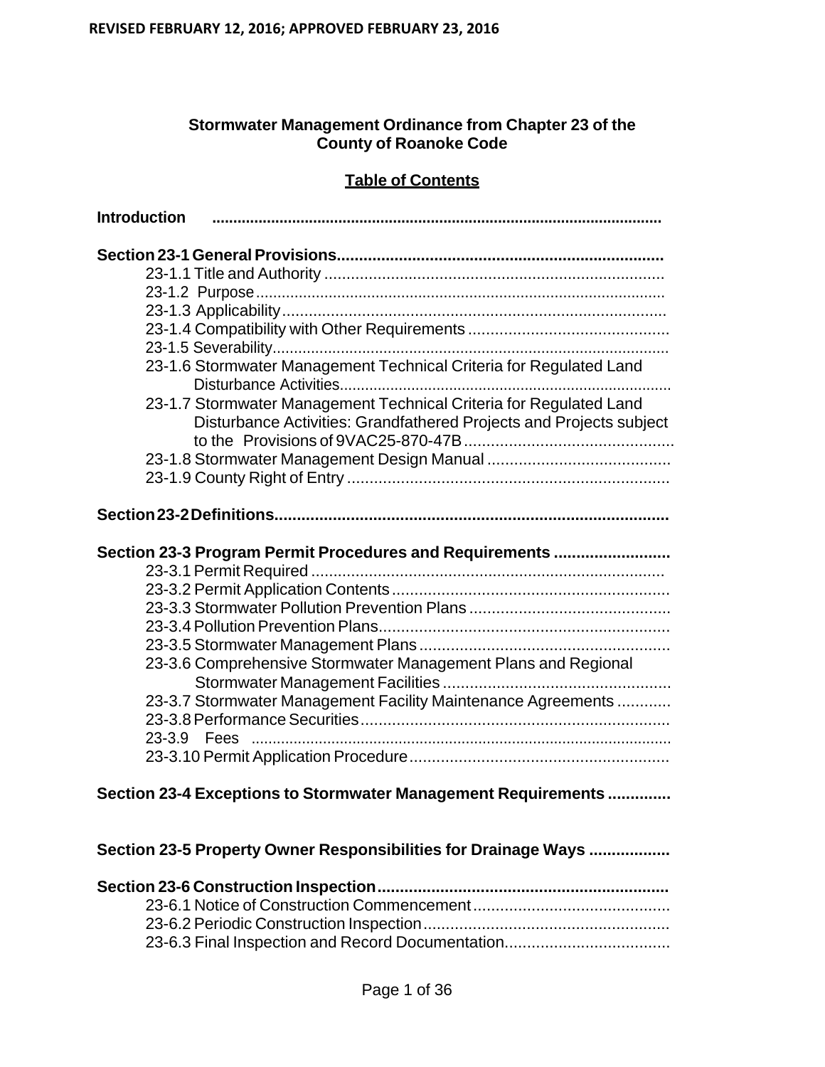REVISED FEBRUARY 12, 2016; APPROVED FEBRUARY 23, 2016

**Stormwater Management Ordinance from Chapter 23 of the County of Roanoke Code**

**Table of Contents**

**Introduction** ..........................................................................................................

**Section 23-1 General Provisions**..........................................................................
- 23-1.1 Title and Authority ..............................................................................
- 23-1.2 Purpose...............................................................................................
- 23-1.3 Applicability.........................................................................................
- 23-1.4 Compatibility with Other Requirements .............................................
- 23-1.5 Severability...........................................................................................
- 23-1.6 Stormwater Management Technical Criteria for Regulated Land Disturbance Activities.............................................................................
- 23-1.7 Stormwater Management Technical Criteria for Regulated Land Disturbance Activities: Grandfathered Projects and Projects subject to the Provisions of 9VAC25-870-47B...............................................
- 23-1.8 Stormwater Management Design Manual .........................................
- 23-1.9 County Right of Entry ........................................................................

**Section 23-2 Definitions**.......................................................................................

**Section 23-3 Program Permit Procedures and Requirements** ..........................
- 23-3.1 Permit Required ................................................................................
- 23-3.2 Permit Application Contents..............................................................
- 23-3.3 Stormwater Pollution Prevention Plans .............................................
- 23-3.4 Pollution Prevention Plans.................................................................
- 23-3.5 Stormwater Management Plans ........................................................
- 23-3.6 Comprehensive Stormwater Management Plans and Regional Stormwater Management Facilities ...................................................
- 23-3.7 Stormwater Management Facility Maintenance Agreements ............
- 23-3.8 Performance Securities.....................................................................
- 23-3.9 Fees ...................................................................................................
- 23-3.10 Permit Application Procedure..........................................................

**Section 23-4 Exceptions to Stormwater Management Requirements** .............

**Section 23-5 Property Owner Responsibilities for Drainage Ways** .................

**Section 23-6 Construction Inspection**.................................................................
- 23-6.1 Notice of Construction Commencement............................................
- 23-6.2 Periodic Construction Inspection.......................................................
- 23-6.3 Final Inspection and Record Documentation.....................................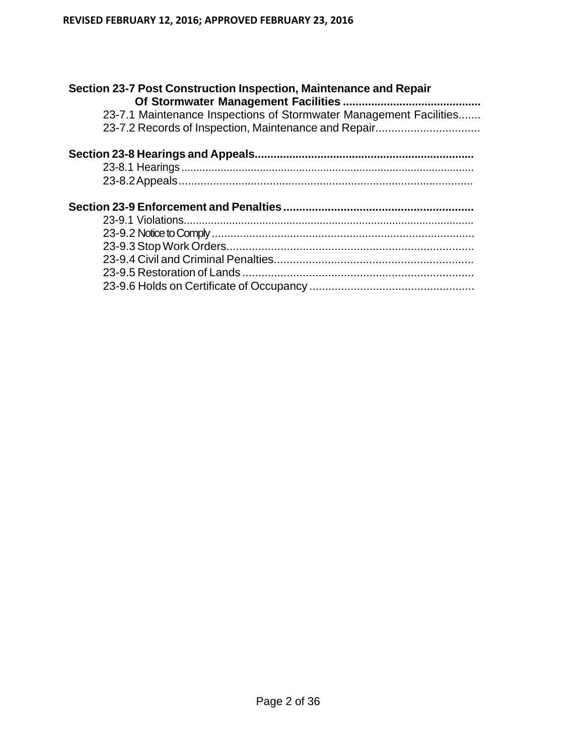**Section 23-7 Post Construction Inspection, Maintenance and Repair Of Stormwater Management Facilities** ..........................................

- 23-7.1 Maintenance Inspections of Stormwater Management Facilities.......
- 23-7.2 Records of Inspection, Maintenance and Repair................................

**Section 23-8 Hearings and Appeals**....................................................................

- 23-8.1 Hearings................................................................................................
- 23-8.2 Appeals..............................................................................................

**Section 23-9 Enforcement and Penalties**...........................................................

- 23-9.1 Violations..............................................................................................
- 23-9.2 Notice to Comply..................................................................................
- 23-9.3 Stop Work Orders.............................................................................
- 23-9.4 Civil and Criminal Penalties...............................................................
- 23-9.5 Restoration of Lands.........................................................................
- 23-9.6 Holds on Certificate of Occupancy....................................................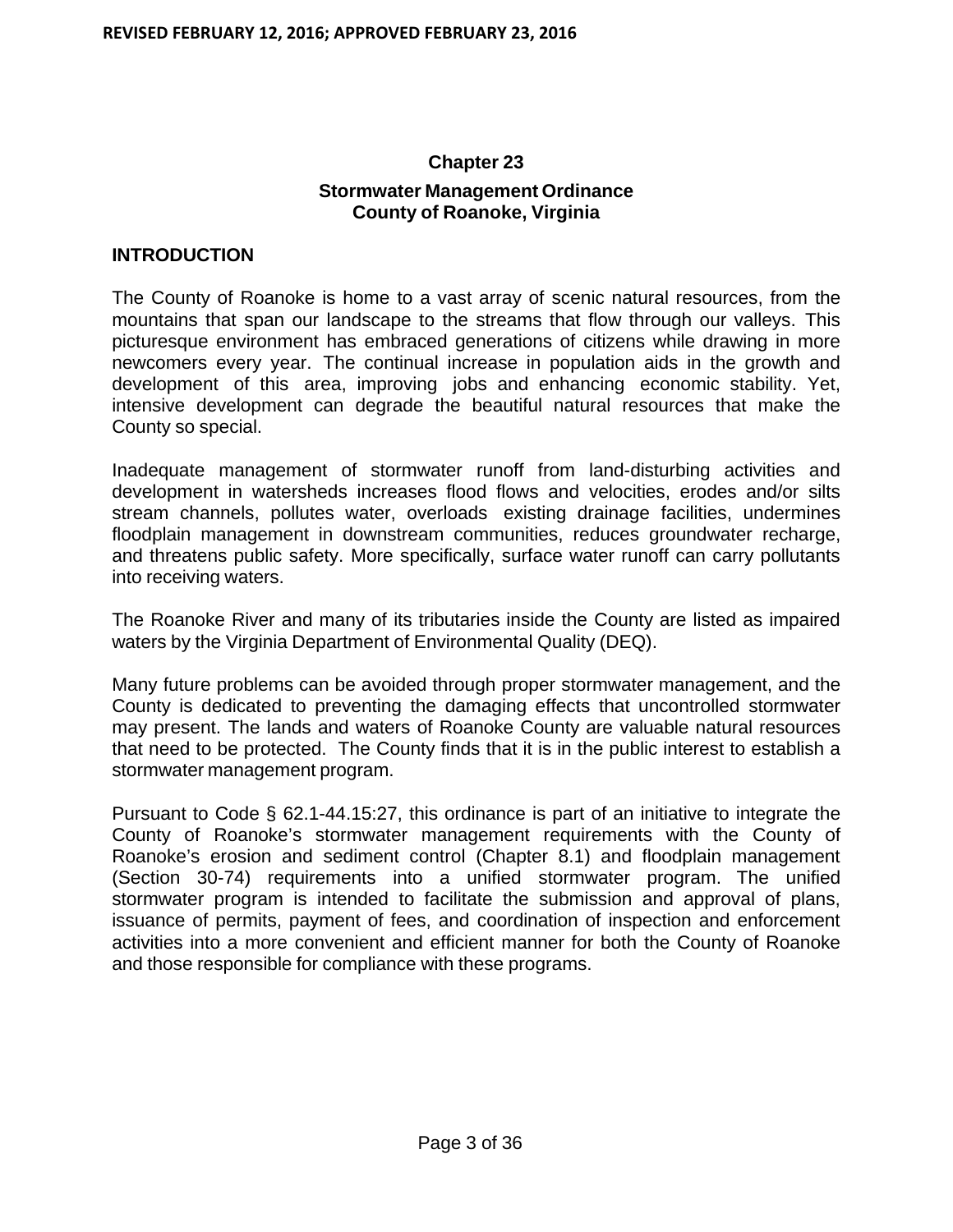# Chapter 23

## Stormwater Management Ordinance
## County of Roanoke, Virginia

### INTRODUCTION

The County of Roanoke is home to a vast array of scenic natural resources, from the mountains that span our landscape to the streams that flow through our valleys. This picturesque environment has embraced generations of citizens while drawing in more newcomers every year. The continual increase in population aids in the growth and development of this area, improving jobs and enhancing economic stability. Yet, intensive development can degrade the beautiful natural resources that make the County so special.

Inadequate management of stormwater runoff from land-disturbing activities and development in watersheds increases flood flows and velocities, erodes and/or silts stream channels, pollutes water, overloads existing drainage facilities, undermines floodplain management in downstream communities, reduces groundwater recharge, and threatens public safety. More specifically, surface water runoff can carry pollutants into receiving waters.

The Roanoke River and many of its tributaries inside the County are listed as impaired waters by the Virginia Department of Environmental Quality (DEQ).

Many future problems can be avoided through proper stormwater management, and the County is dedicated to preventing the damaging effects that uncontrolled stormwater may present. The lands and waters of Roanoke County are valuable natural resources that need to be protected. The County finds that it is in the public interest to establish a stormwater management program.

Pursuant to Code § 62.1-44.15:27, this ordinance is part of an initiative to integrate the County of Roanoke's stormwater management requirements with the County of Roanoke's erosion and sediment control (Chapter 8.1) and floodplain management (Section 30-74) requirements into a unified stormwater program. The unified stormwater program is intended to facilitate the submission and approval of plans, issuance of permits, payment of fees, and coordination of inspection and enforcement activities into a more convenient and efficient manner for both the County of Roanoke and those responsible for compliance with these programs.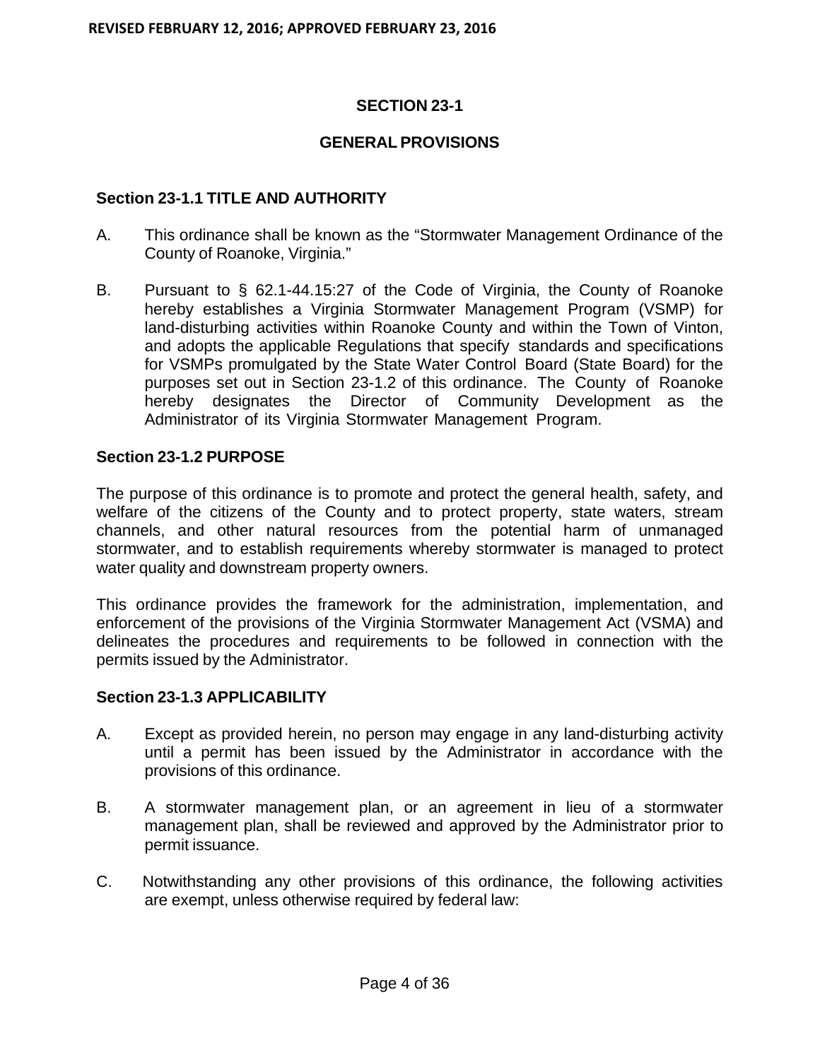## SECTION 23-1

## GENERAL PROVISIONS

### Section 23-1.1 TITLE AND AUTHORITY

A. This ordinance shall be known as the "Stormwater Management Ordinance of the County of Roanoke, Virginia."

B. Pursuant to § 62.1-44.15:27 of the Code of Virginia, the County of Roanoke hereby establishes a Virginia Stormwater Management Program (VSMP) for land-disturbing activities within Roanoke County and within the Town of Vinton, and adopts the applicable Regulations that specify standards and specifications for VSMPs promulgated by the State Water Control Board (State Board) for the purposes set out in Section 23-1.2 of this ordinance. The County of Roanoke hereby designates the Director of Community Development as the Administrator of its Virginia Stormwater Management Program.

### Section 23-1.2 PURPOSE

The purpose of this ordinance is to promote and protect the general health, safety, and welfare of the citizens of the County and to protect property, state waters, stream channels, and other natural resources from the potential harm of unmanaged stormwater, and to establish requirements whereby stormwater is managed to protect water quality and downstream property owners.

This ordinance provides the framework for the administration, implementation, and enforcement of the provisions of the Virginia Stormwater Management Act (VSMA) and delineates the procedures and requirements to be followed in connection with the permits issued by the Administrator.

### Section 23-1.3 APPLICABILITY

A. Except as provided herein, no person may engage in any land-disturbing activity until a permit has been issued by the Administrator in accordance with the provisions of this ordinance.

B. A stormwater management plan, or an agreement in lieu of a stormwater management plan, shall be reviewed and approved by the Administrator prior to permit issuance.

C. Notwithstanding any other provisions of this ordinance, the following activities are exempt, unless otherwise required by federal law: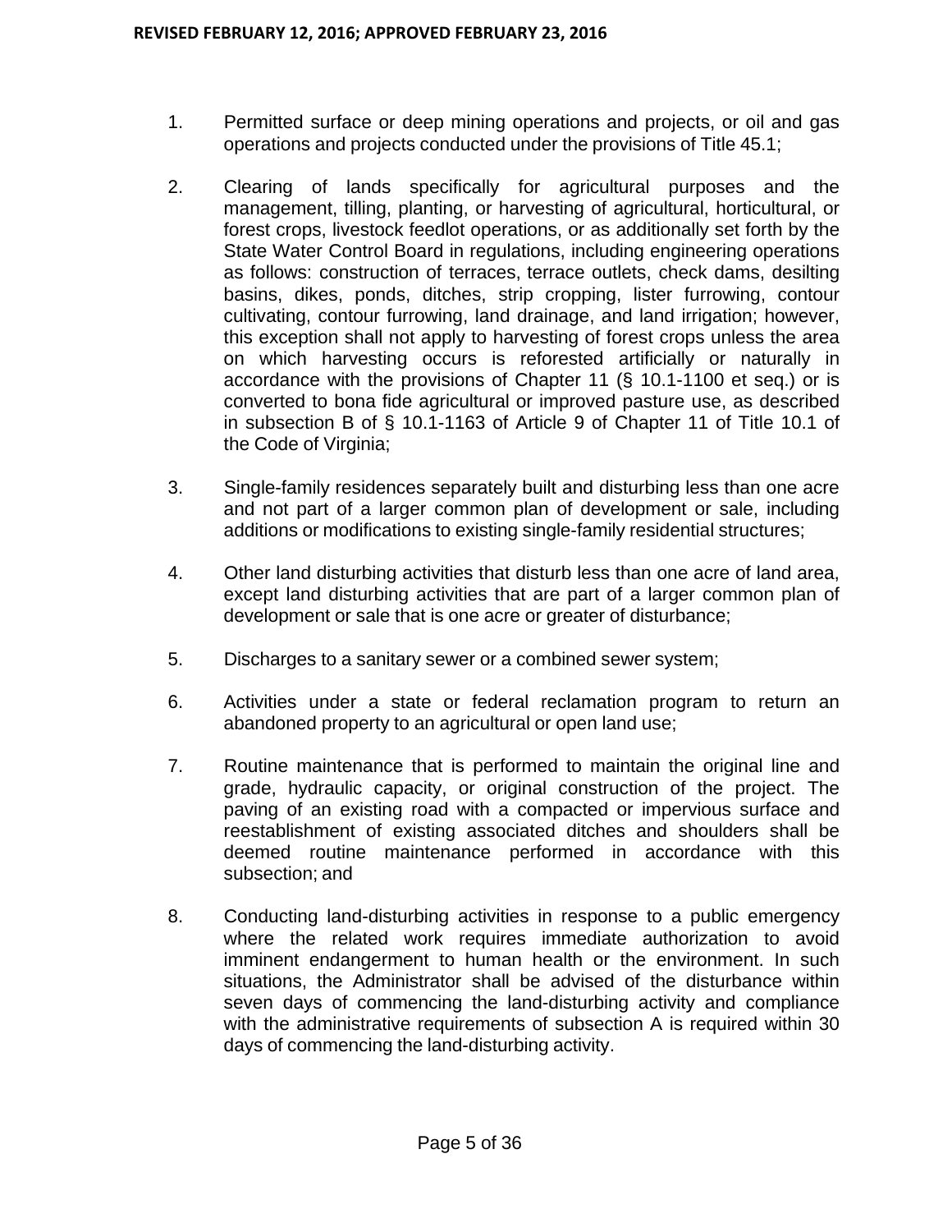1. Permitted surface or deep mining operations and projects, or oil and gas operations and projects conducted under the provisions of Title 45.1;

2. Clearing of lands specifically for agricultural purposes and the management, tilling, planting, or harvesting of agricultural, horticultural, or forest crops, livestock feedlot operations, or as additionally set forth by the State Water Control Board in regulations, including engineering operations as follows: construction of terraces, terrace outlets, check dams, desilting basins, dikes, ponds, ditches, strip cropping, lister furrowing, contour cultivating, contour furrowing, land drainage, and land irrigation; however, this exception shall not apply to harvesting of forest crops unless the area on which harvesting occurs is reforested artificially or naturally in accordance with the provisions of Chapter 11 (§ 10.1-1100 et seq.) or is converted to bona fide agricultural or improved pasture use, as described in subsection B of § 10.1-1163 of Article 9 of Chapter 11 of Title 10.1 of the Code of Virginia;

3. Single-family residences separately built and disturbing less than one acre and not part of a larger common plan of development or sale, including additions or modifications to existing single-family residential structures;

4. Other land disturbing activities that disturb less than one acre of land area, except land disturbing activities that are part of a larger common plan of development or sale that is one acre or greater of disturbance;

5. Discharges to a sanitary sewer or a combined sewer system;

6. Activities under a state or federal reclamation program to return an abandoned property to an agricultural or open land use;

7. Routine maintenance that is performed to maintain the original line and grade, hydraulic capacity, or original construction of the project. The paving of an existing road with a compacted or impervious surface and reestablishment of existing associated ditches and shoulders shall be deemed routine maintenance performed in accordance with this subsection; and

8. Conducting land-disturbing activities in response to a public emergency where the related work requires immediate authorization to avoid imminent endangerment to human health or the environment. In such situations, the Administrator shall be advised of the disturbance within seven days of commencing the land-disturbing activity and compliance with the administrative requirements of subsection A is required within 30 days of commencing the land-disturbing activity.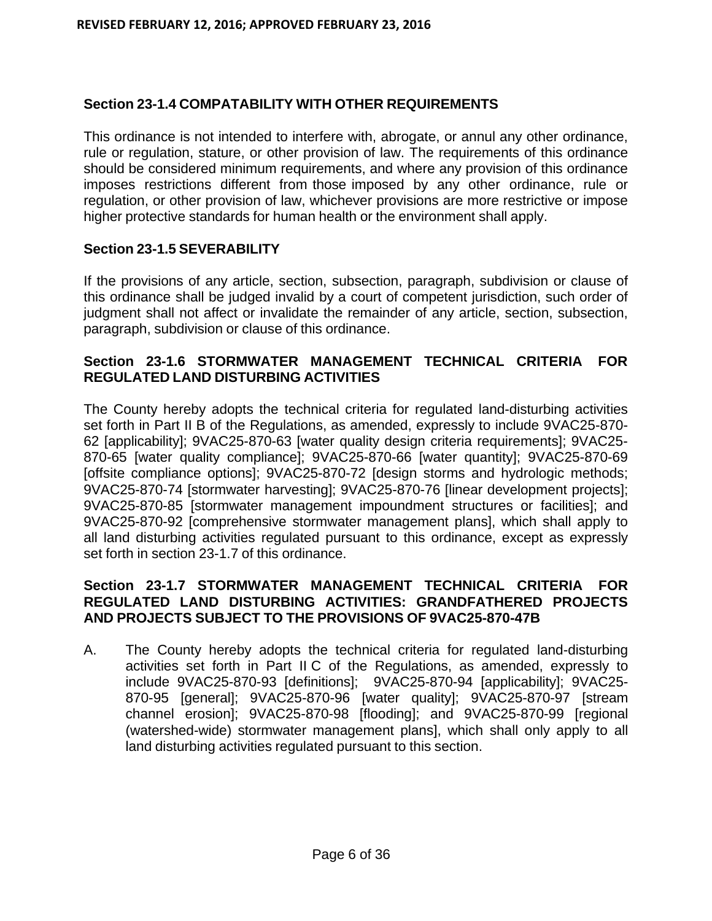### Section 23-1.4 COMPATABILITY WITH OTHER REQUIREMENTS

This ordinance is not intended to interfere with, abrogate, or annul any other ordinance, rule or regulation, stature, or other provision of law. The requirements of this ordinance should be considered minimum requirements, and where any provision of this ordinance imposes restrictions different from those imposed by any other ordinance, rule or regulation, or other provision of law, whichever provisions are more restrictive or impose higher protective standards for human health or the environment shall apply.

### Section 23-1.5 SEVERABILITY

If the provisions of any article, section, subsection, paragraph, subdivision or clause of this ordinance shall be judged invalid by a court of competent jurisdiction, such order of judgment shall not affect or invalidate the remainder of any article, section, subsection, paragraph, subdivision or clause of this ordinance.

### Section 23-1.6 STORMWATER MANAGEMENT TECHNICAL CRITERIA FOR REGULATED LAND DISTURBING ACTIVITIES

The County hereby adopts the technical criteria for regulated land-disturbing activities set forth in Part II B of the Regulations, as amended, expressly to include 9VAC25-870-62 [applicability]; 9VAC25-870-63 [water quality design criteria requirements]; 9VAC25-870-65 [water quality compliance]; 9VAC25-870-66 [water quantity]; 9VAC25-870-69 [offsite compliance options]; 9VAC25-870-72 [design storms and hydrologic methods; 9VAC25-870-74 [stormwater harvesting]; 9VAC25-870-76 [linear development projects]; 9VAC25-870-85 [stormwater management impoundment structures or facilities]; and 9VAC25-870-92 [comprehensive stormwater management plans], which shall apply to all land disturbing activities regulated pursuant to this ordinance, except as expressly set forth in section 23-1.7 of this ordinance.

### Section 23-1.7 STORMWATER MANAGEMENT TECHNICAL CRITERIA FOR REGULATED LAND DISTURBING ACTIVITIES: GRANDFATHERED PROJECTS AND PROJECTS SUBJECT TO THE PROVISIONS OF 9VAC25-870-47B

A. The County hereby adopts the technical criteria for regulated land-disturbing activities set forth in Part II C of the Regulations, as amended, expressly to include 9VAC25-870-93 [definitions]; 9VAC25-870-94 [applicability]; 9VAC25-870-95 [general]; 9VAC25-870-96 [water quality]; 9VAC25-870-97 [stream channel erosion]; 9VAC25-870-98 [flooding]; and 9VAC25-870-99 [regional (watershed-wide) stormwater management plans], which shall only apply to all land disturbing activities regulated pursuant to this section.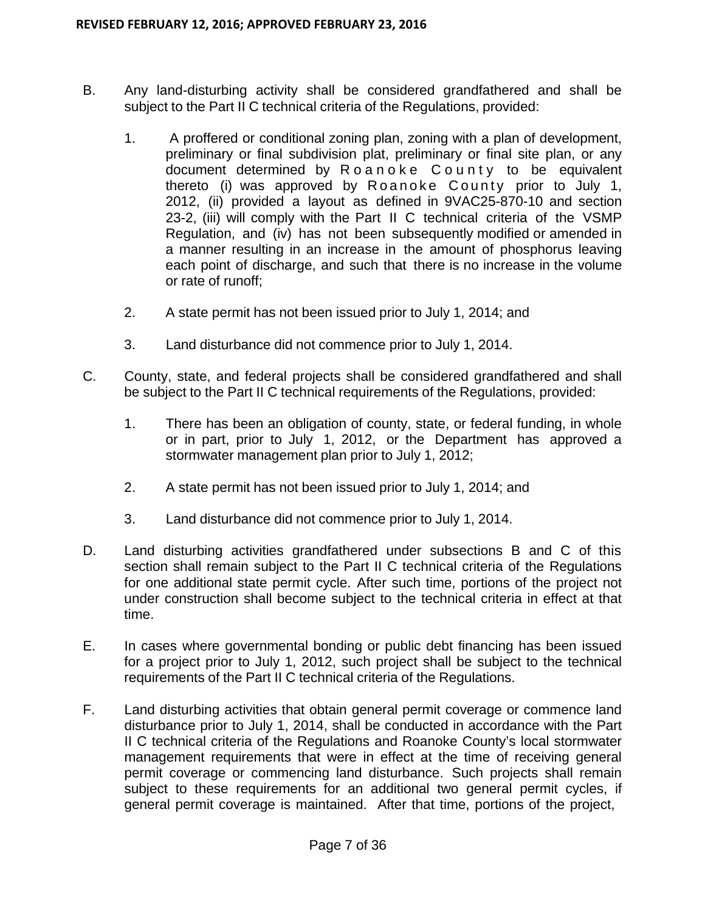B. Any land-disturbing activity shall be considered grandfathered and shall be subject to the Part II C technical criteria of the Regulations, provided:

   1. A proffered or conditional zoning plan, zoning with a plan of development, preliminary or final subdivision plat, preliminary or final site plan, or any document determined by Roanoke County to be equivalent thereto (i) was approved by Roanoke County prior to July 1, 2012, (ii) provided a layout as defined in 9VAC25-870-10 and section 23-2, (iii) will comply with the Part II C technical criteria of the VSMP Regulation, and (iv) has not been subsequently modified or amended in a manner resulting in an increase in the amount of phosphorus leaving each point of discharge, and such that there is no increase in the volume or rate of runoff;

   2. A state permit has not been issued prior to July 1, 2014; and

   3. Land disturbance did not commence prior to July 1, 2014.

C. County, state, and federal projects shall be considered grandfathered and shall be subject to the Part II C technical requirements of the Regulations, provided:

   1. There has been an obligation of county, state, or federal funding, in whole or in part, prior to July 1, 2012, or the Department has approved a stormwater management plan prior to July 1, 2012;

   2. A state permit has not been issued prior to July 1, 2014; and

   3. Land disturbance did not commence prior to July 1, 2014.

D. Land disturbing activities grandfathered under subsections B and C of this section shall remain subject to the Part II C technical criteria of the Regulations for one additional state permit cycle. After such time, portions of the project not under construction shall become subject to the technical criteria in effect at that time.

E. In cases where governmental bonding or public debt financing has been issued for a project prior to July 1, 2012, such project shall be subject to the technical requirements of the Part II C technical criteria of the Regulations.

F. Land disturbing activities that obtain general permit coverage or commence land disturbance prior to July 1, 2014, shall be conducted in accordance with the Part II C technical criteria of the Regulations and Roanoke County's local stormwater management requirements that were in effect at the time of receiving general permit coverage or commencing land disturbance. Such projects shall remain subject to these requirements for an additional two general permit cycles, if general permit coverage is maintained. After that time, portions of the project,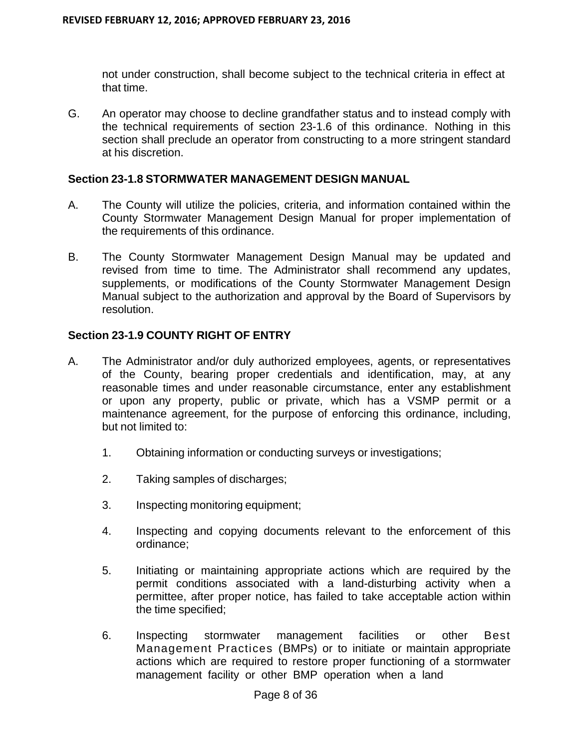not under construction, shall become subject to the technical criteria in effect at that time.

G. An operator may choose to decline grandfather status and to instead comply with the technical requirements of section 23-1.6 of this ordinance. Nothing in this section shall preclude an operator from constructing to a more stringent standard at his discretion.

**Section 23-1.8 STORMWATER MANAGEMENT DESIGN MANUAL**

A. The County will utilize the policies, criteria, and information contained within the County Stormwater Management Design Manual for proper implementation of the requirements of this ordinance.

B. The County Stormwater Management Design Manual may be updated and revised from time to time. The Administrator shall recommend any updates, supplements, or modifications of the County Stormwater Management Design Manual subject to the authorization and approval by the Board of Supervisors by resolution.

**Section 23-1.9 COUNTY RIGHT OF ENTRY**

A. The Administrator and/or duly authorized employees, agents, or representatives of the County, bearing proper credentials and identification, may, at any reasonable times and under reasonable circumstance, enter any establishment or upon any property, public or private, which has a VSMP permit or a maintenance agreement, for the purpose of enforcing this ordinance, including, but not limited to:

1. Obtaining information or conducting surveys or investigations;

2. Taking samples of discharges;

3. Inspecting monitoring equipment;

4. Inspecting and copying documents relevant to the enforcement of this ordinance;

5. Initiating or maintaining appropriate actions which are required by the permit conditions associated with a land-disturbing activity when a permittee, after proper notice, has failed to take acceptable action within the time specified;

6. Inspecting stormwater management facilities or other Best Management Practices (BMPs) or to initiate or maintain appropriate actions which are required to restore proper functioning of a stormwater management facility or other BMP operation when a land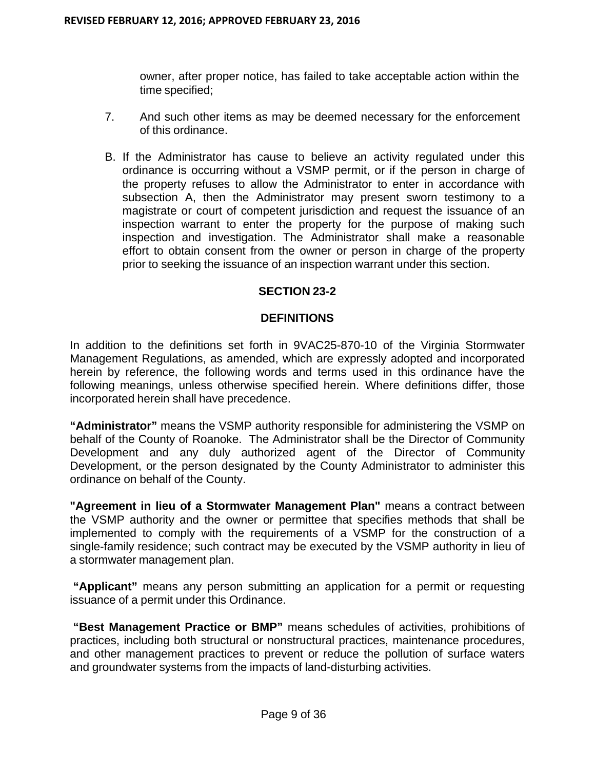owner, after proper notice, has failed to take acceptable action within the time specified;

7. And such other items as may be deemed necessary for the enforcement of this ordinance.

B. If the Administrator has cause to believe an activity regulated under this ordinance is occurring without a VSMP permit, or if the person in charge of the property refuses to allow the Administrator to enter in accordance with subsection A, then the Administrator may present sworn testimony to a magistrate or court of competent jurisdiction and request the issuance of an inspection warrant to enter the property for the purpose of making such inspection and investigation. The Administrator shall make a reasonable effort to obtain consent from the owner or person in charge of the property prior to seeking the issuance of an inspection warrant under this section.

## SECTION 23-2

## DEFINITIONS

In addition to the definitions set forth in 9VAC25-870-10 of the Virginia Stormwater Management Regulations, as amended, which are expressly adopted and incorporated herein by reference, the following words and terms used in this ordinance have the following meanings, unless otherwise specified herein. Where definitions differ, those incorporated herein shall have precedence.

**"Administrator"** means the VSMP authority responsible for administering the VSMP on behalf of the County of Roanoke. The Administrator shall be the Director of Community Development and any duly authorized agent of the Director of Community Development, or the person designated by the County Administrator to administer this ordinance on behalf of the County.

**"Agreement in lieu of a Stormwater Management Plan"** means a contract between the VSMP authority and the owner or permittee that specifies methods that shall be implemented to comply with the requirements of a VSMP for the construction of a single-family residence; such contract may be executed by the VSMP authority in lieu of a stormwater management plan.

**"Applicant"** means any person submitting an application for a permit or requesting issuance of a permit under this Ordinance.

**"Best Management Practice or BMP"** means schedules of activities, prohibitions of practices, including both structural or nonstructural practices, maintenance procedures, and other management practices to prevent or reduce the pollution of surface waters and groundwater systems from the impacts of land-disturbing activities.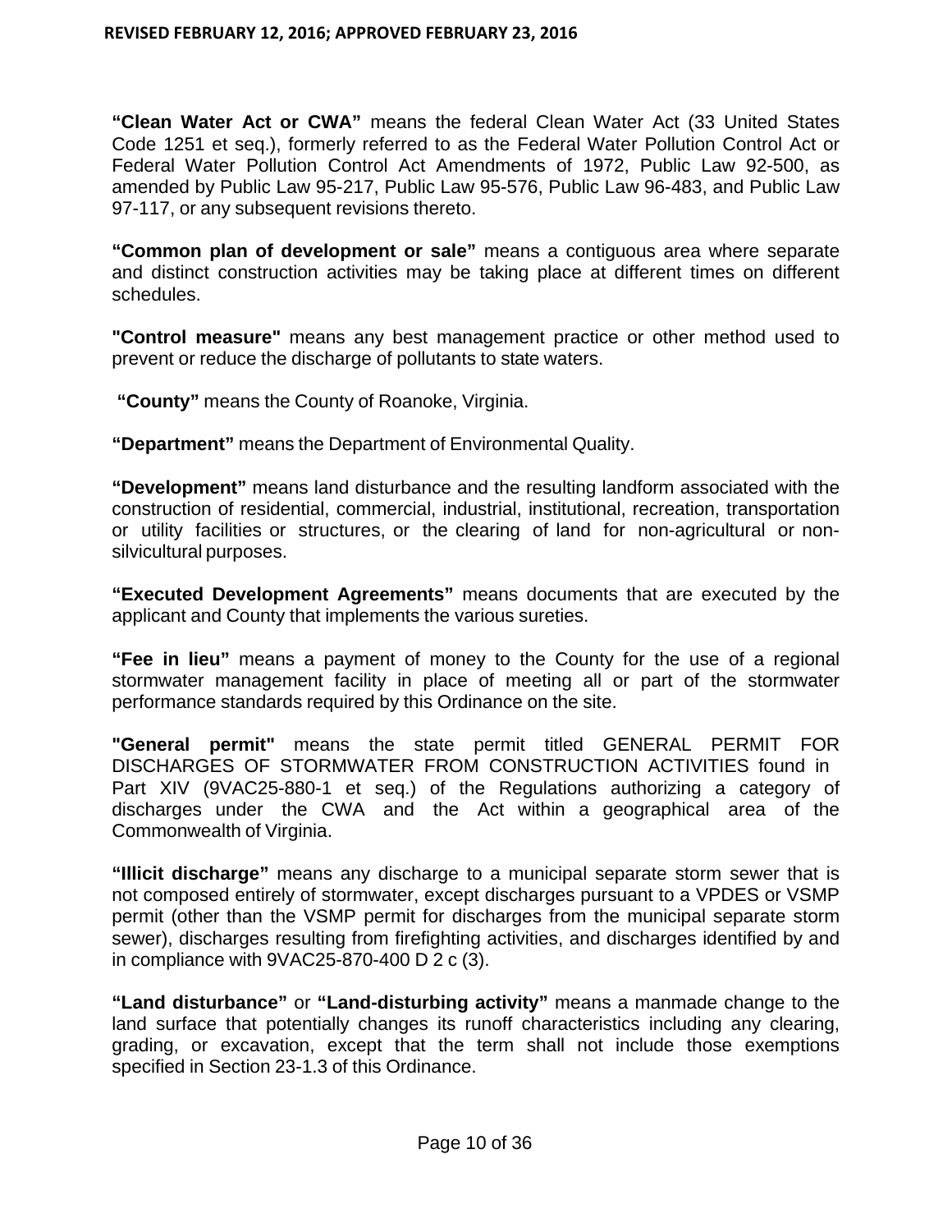**"Clean Water Act or CWA"** means the federal Clean Water Act (33 United States Code 1251 et seq.), formerly referred to as the Federal Water Pollution Control Act or Federal Water Pollution Control Act Amendments of 1972, Public Law 92-500, as amended by Public Law 95-217, Public Law 95-576, Public Law 96-483, and Public Law 97-117, or any subsequent revisions thereto.

**"Common plan of development or sale"** means a contiguous area where separate and distinct construction activities may be taking place at different times on different schedules.

**"Control measure"** means any best management practice or other method used to prevent or reduce the discharge of pollutants to state waters.

**"County"** means the County of Roanoke, Virginia.

**"Department"** means the Department of Environmental Quality.

**"Development"** means land disturbance and the resulting landform associated with the construction of residential, commercial, industrial, institutional, recreation, transportation or utility facilities or structures, or the clearing of land for non-agricultural or non-silvicultural purposes.

**"Executed Development Agreements"** means documents that are executed by the applicant and County that implements the various sureties.

**"Fee in lieu"** means a payment of money to the County for the use of a regional stormwater management facility in place of meeting all or part of the stormwater performance standards required by this Ordinance on the site.

**"General permit"** means the state permit titled GENERAL PERMIT FOR DISCHARGES OF STORMWATER FROM CONSTRUCTION ACTIVITIES found in Part XIV (9VAC25-880-1 et seq.) of the Regulations authorizing a category of discharges under the CWA and the Act within a geographical area of the Commonwealth of Virginia.

**"Illicit discharge"** means any discharge to a municipal separate storm sewer that is not composed entirely of stormwater, except discharges pursuant to a VPDES or VSMP permit (other than the VSMP permit for discharges from the municipal separate storm sewer), discharges resulting from firefighting activities, and discharges identified by and in compliance with 9VAC25-870-400 D 2 c (3).

**"Land disturbance"** or **"Land-disturbing activity"** means a manmade change to the land surface that potentially changes its runoff characteristics including any clearing, grading, or excavation, except that the term shall not include those exemptions specified in Section 23-1.3 of this Ordinance.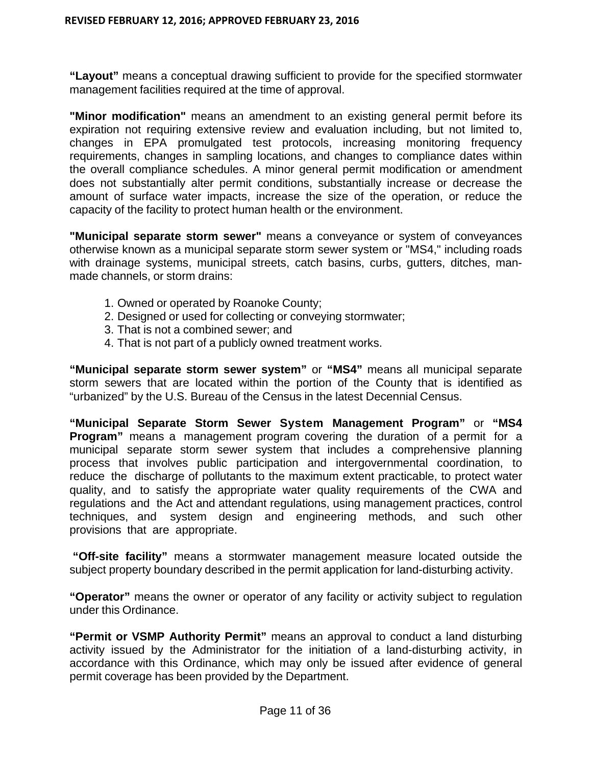**"Layout"** means a conceptual drawing sufficient to provide for the specified stormwater management facilities required at the time of approval.

**"Minor modification"** means an amendment to an existing general permit before its expiration not requiring extensive review and evaluation including, but not limited to, changes in EPA promulgated test protocols, increasing monitoring frequency requirements, changes in sampling locations, and changes to compliance dates within the overall compliance schedules. A minor general permit modification or amendment does not substantially alter permit conditions, substantially increase or decrease the amount of surface water impacts, increase the size of the operation, or reduce the capacity of the facility to protect human health or the environment.

**"Municipal separate storm sewer"** means a conveyance or system of conveyances otherwise known as a municipal separate storm sewer system or "MS4," including roads with drainage systems, municipal streets, catch basins, curbs, gutters, ditches, man-made channels, or storm drains:

1. Owned or operated by Roanoke County;
2. Designed or used for collecting or conveying stormwater;
3. That is not a combined sewer; and
4. That is not part of a publicly owned treatment works.

**"Municipal separate storm sewer system"** or **"MS4"** means all municipal separate storm sewers that are located within the portion of the County that is identified as "urbanized" by the U.S. Bureau of the Census in the latest Decennial Census.

**"Municipal Separate Storm Sewer System Management Program"** or **"MS4 Program"** means a management program covering the duration of a permit for a municipal separate storm sewer system that includes a comprehensive planning process that involves public participation and intergovernmental coordination, to reduce the discharge of pollutants to the maximum extent practicable, to protect water quality, and to satisfy the appropriate water quality requirements of the CWA and regulations and the Act and attendant regulations, using management practices, control techniques, and system design and engineering methods, and such other provisions that are appropriate.

**"Off-site facility"** means a stormwater management measure located outside the subject property boundary described in the permit application for land-disturbing activity.

**"Operator"** means the owner or operator of any facility or activity subject to regulation under this Ordinance.

**"Permit or VSMP Authority Permit"** means an approval to conduct a land disturbing activity issued by the Administrator for the initiation of a land-disturbing activity, in accordance with this Ordinance, which may only be issued after evidence of general permit coverage has been provided by the Department.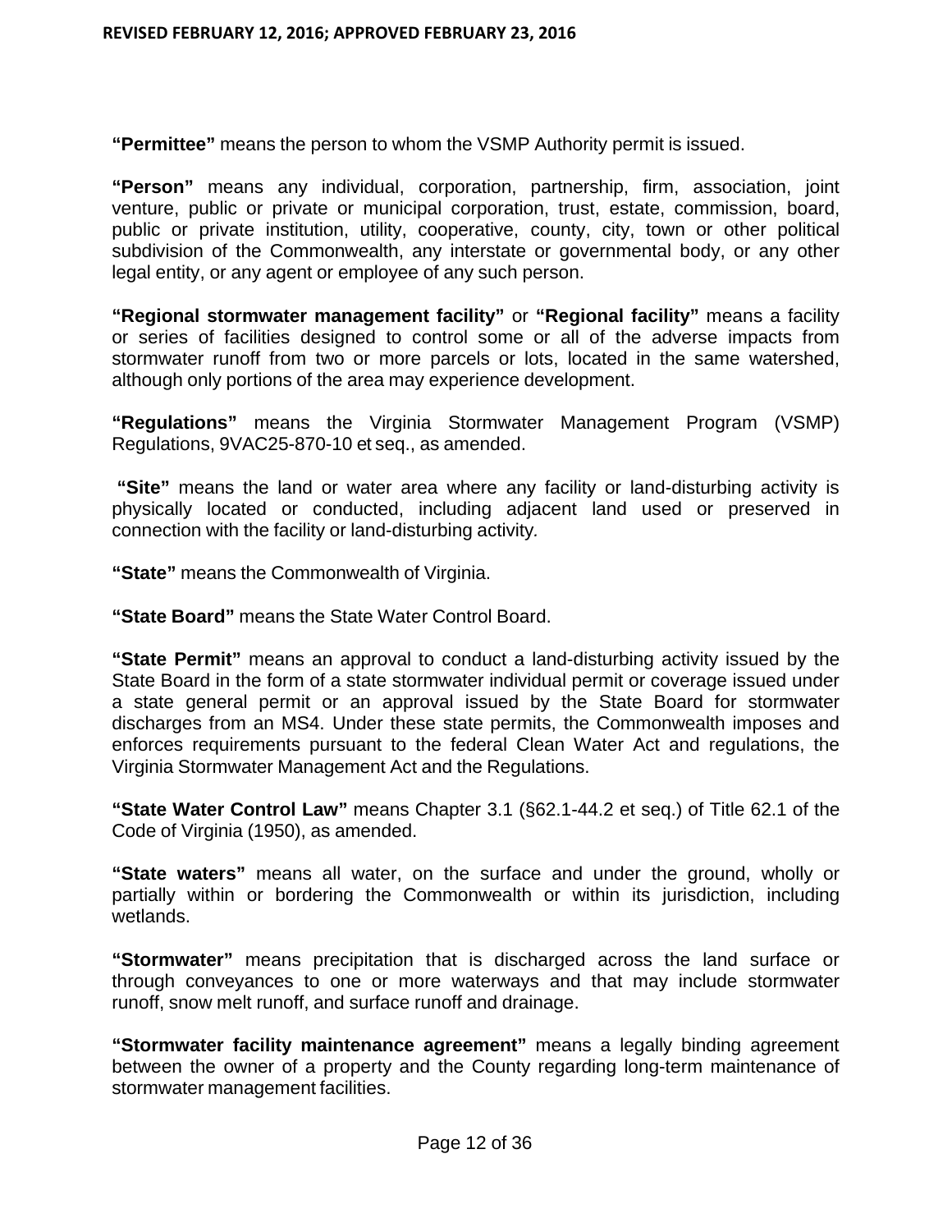**"Permittee"** means the person to whom the VSMP Authority permit is issued.

**"Person"** means any individual, corporation, partnership, firm, association, joint venture, public or private or municipal corporation, trust, estate, commission, board, public or private institution, utility, cooperative, county, city, town or other political subdivision of the Commonwealth, any interstate or governmental body, or any other legal entity, or any agent or employee of any such person.

**"Regional stormwater management facility"** or **"Regional facility"** means a facility or series of facilities designed to control some or all of the adverse impacts from stormwater runoff from two or more parcels or lots, located in the same watershed, although only portions of the area may experience development.

**"Regulations"** means the Virginia Stormwater Management Program (VSMP) Regulations, 9VAC25-870-10 et seq., as amended.

**"Site"** means the land or water area where any facility or land-disturbing activity is physically located or conducted, including adjacent land used or preserved in connection with the facility or land-disturbing activity.

**"State"** means the Commonwealth of Virginia.

**"State Board"** means the State Water Control Board.

**"State Permit"** means an approval to conduct a land-disturbing activity issued by the State Board in the form of a state stormwater individual permit or coverage issued under a state general permit or an approval issued by the State Board for stormwater discharges from an MS4. Under these state permits, the Commonwealth imposes and enforces requirements pursuant to the federal Clean Water Act and regulations, the Virginia Stormwater Management Act and the Regulations.

**"State Water Control Law"** means Chapter 3.1 (§62.1-44.2 et seq.) of Title 62.1 of the Code of Virginia (1950), as amended.

**"State waters"** means all water, on the surface and under the ground, wholly or partially within or bordering the Commonwealth or within its jurisdiction, including wetlands.

**"Stormwater"** means precipitation that is discharged across the land surface or through conveyances to one or more waterways and that may include stormwater runoff, snow melt runoff, and surface runoff and drainage.

**"Stormwater facility maintenance agreement"** means a legally binding agreement between the owner of a property and the County regarding long-term maintenance of stormwater management facilities.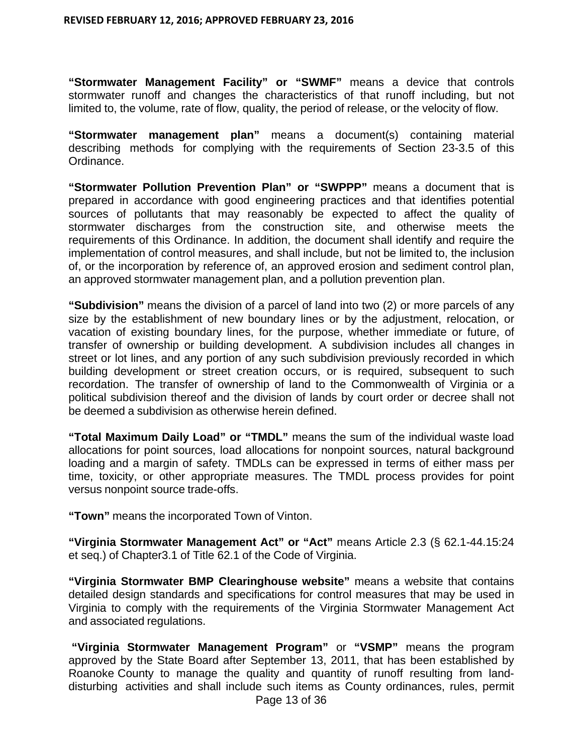**"Stormwater Management Facility" or "SWMF"** means a device that controls stormwater runoff and changes the characteristics of that runoff including, but not limited to, the volume, rate of flow, quality, the period of release, or the velocity of flow.

**"Stormwater management plan"** means a document(s) containing material describing methods for complying with the requirements of Section 23-3.5 of this Ordinance.

**"Stormwater Pollution Prevention Plan" or "SWPPP"** means a document that is prepared in accordance with good engineering practices and that identifies potential sources of pollutants that may reasonably be expected to affect the quality of stormwater discharges from the construction site, and otherwise meets the requirements of this Ordinance. In addition, the document shall identify and require the implementation of control measures, and shall include, but not be limited to, the inclusion of, or the incorporation by reference of, an approved erosion and sediment control plan, an approved stormwater management plan, and a pollution prevention plan.

**"Subdivision"** means the division of a parcel of land into two (2) or more parcels of any size by the establishment of new boundary lines or by the adjustment, relocation, or vacation of existing boundary lines, for the purpose, whether immediate or future, of transfer of ownership or building development. A subdivision includes all changes in street or lot lines, and any portion of any such subdivision previously recorded in which building development or street creation occurs, or is required, subsequent to such recordation. The transfer of ownership of land to the Commonwealth of Virginia or a political subdivision thereof and the division of lands by court order or decree shall not be deemed a subdivision as otherwise herein defined.

**"Total Maximum Daily Load" or "TMDL"** means the sum of the individual waste load allocations for point sources, load allocations for nonpoint sources, natural background loading and a margin of safety. TMDLs can be expressed in terms of either mass per time, toxicity, or other appropriate measures. The TMDL process provides for point versus nonpoint source trade-offs.

**"Town"** means the incorporated Town of Vinton.

**"Virginia Stormwater Management Act" or "Act"** means Article 2.3 (§ 62.1-44.15:24 et seq.) of Chapter3.1 of Title 62.1 of the Code of Virginia.

**"Virginia Stormwater BMP Clearinghouse website"** means a website that contains detailed design standards and specifications for control measures that may be used in Virginia to comply with the requirements of the Virginia Stormwater Management Act and associated regulations.

**"Virginia Stormwater Management Program"** or **"VSMP"** means the program approved by the State Board after September 13, 2011, that has been established by Roanoke County to manage the quality and quantity of runoff resulting from land-disturbing activities and shall include such items as County ordinances, rules, permit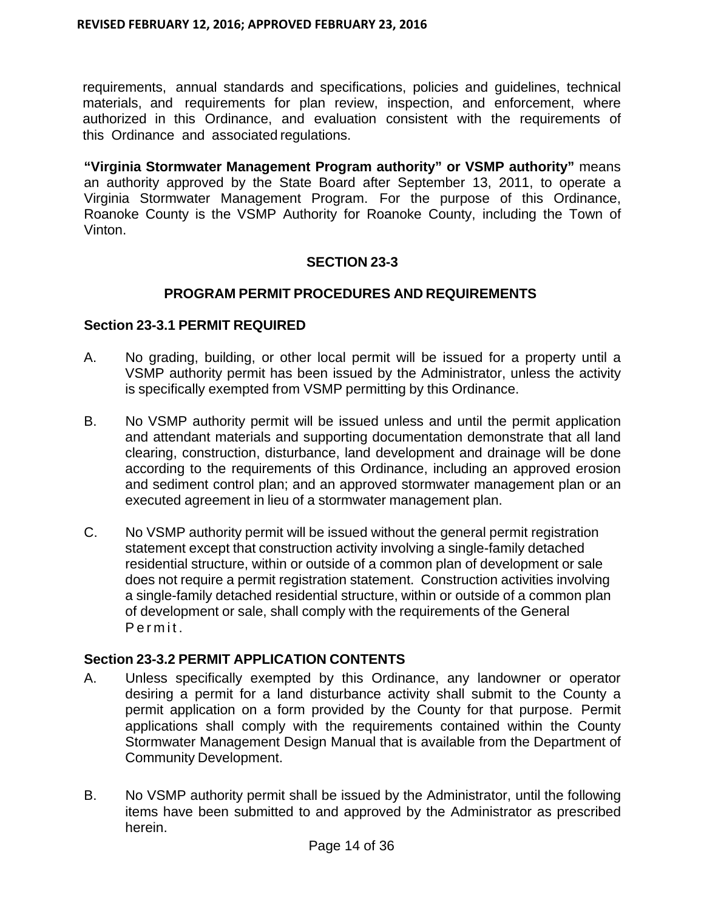requirements, annual standards and specifications, policies and guidelines, technical materials, and requirements for plan review, inspection, and enforcement, where authorized in this Ordinance, and evaluation consistent with the requirements of this Ordinance and associated regulations.

**"Virginia Stormwater Management Program authority" or VSMP authority"** means an authority approved by the State Board after September 13, 2011, to operate a Virginia Stormwater Management Program. For the purpose of this Ordinance, Roanoke County is the VSMP Authority for Roanoke County, including the Town of Vinton.

## SECTION 23-3

## PROGRAM PERMIT PROCEDURES AND REQUIREMENTS

### Section 23-3.1 PERMIT REQUIRED

A. No grading, building, or other local permit will be issued for a property until a VSMP authority permit has been issued by the Administrator, unless the activity is specifically exempted from VSMP permitting by this Ordinance.

B. No VSMP authority permit will be issued unless and until the permit application and attendant materials and supporting documentation demonstrate that all land clearing, construction, disturbance, land development and drainage will be done according to the requirements of this Ordinance, including an approved erosion and sediment control plan; and an approved stormwater management plan or an executed agreement in lieu of a stormwater management plan.

C. No VSMP authority permit will be issued without the general permit registration statement except that construction activity involving a single-family detached residential structure, within or outside of a common plan of development or sale does not require a permit registration statement. Construction activities involving a single-family detached residential structure, within or outside of a common plan of development or sale, shall comply with the requirements of the General Permit.

### Section 23-3.2 PERMIT APPLICATION CONTENTS

A. Unless specifically exempted by this Ordinance, any landowner or operator desiring a permit for a land disturbance activity shall submit to the County a permit application on a form provided by the County for that purpose. Permit applications shall comply with the requirements contained within the County Stormwater Management Design Manual that is available from the Department of Community Development.

B. No VSMP authority permit shall be issued by the Administrator, until the following items have been submitted to and approved by the Administrator as prescribed herein.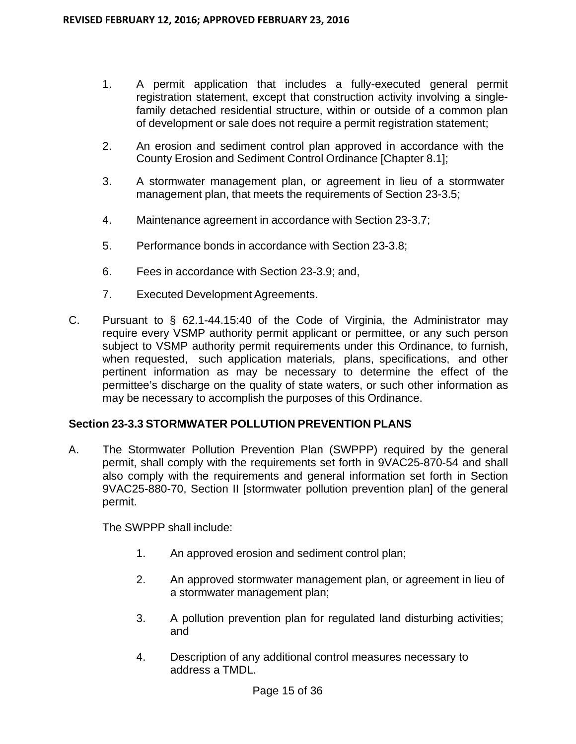1. A permit application that includes a fully-executed general permit registration statement, except that construction activity involving a single-family detached residential structure, within or outside of a common plan of development or sale does not require a permit registration statement;

2. An erosion and sediment control plan approved in accordance with the County Erosion and Sediment Control Ordinance [Chapter 8.1];

3. A stormwater management plan, or agreement in lieu of a stormwater management plan, that meets the requirements of Section 23-3.5;

4. Maintenance agreement in accordance with Section 23-3.7;

5. Performance bonds in accordance with Section 23-3.8;

6. Fees in accordance with Section 23-3.9; and,

7. Executed Development Agreements.

C. Pursuant to § 62.1-44.15:40 of the Code of Virginia, the Administrator may require every VSMP authority permit applicant or permittee, or any such person subject to VSMP authority permit requirements under this Ordinance, to furnish, when requested, such application materials, plans, specifications, and other pertinent information as may be necessary to determine the effect of the permittee's discharge on the quality of state waters, or such other information as may be necessary to accomplish the purposes of this Ordinance.

### Section 23-3.3 STORMWATER POLLUTION PREVENTION PLANS

A. The Stormwater Pollution Prevention Plan (SWPPP) required by the general permit, shall comply with the requirements set forth in 9VAC25-870-54 and shall also comply with the requirements and general information set forth in Section 9VAC25-880-70, Section II [stormwater pollution prevention plan] of the general permit.

The SWPPP shall include:

1. An approved erosion and sediment control plan;

2. An approved stormwater management plan, or agreement in lieu of a stormwater management plan;

3. A pollution prevention plan for regulated land disturbing activities; and

4. Description of any additional control measures necessary to address a TMDL.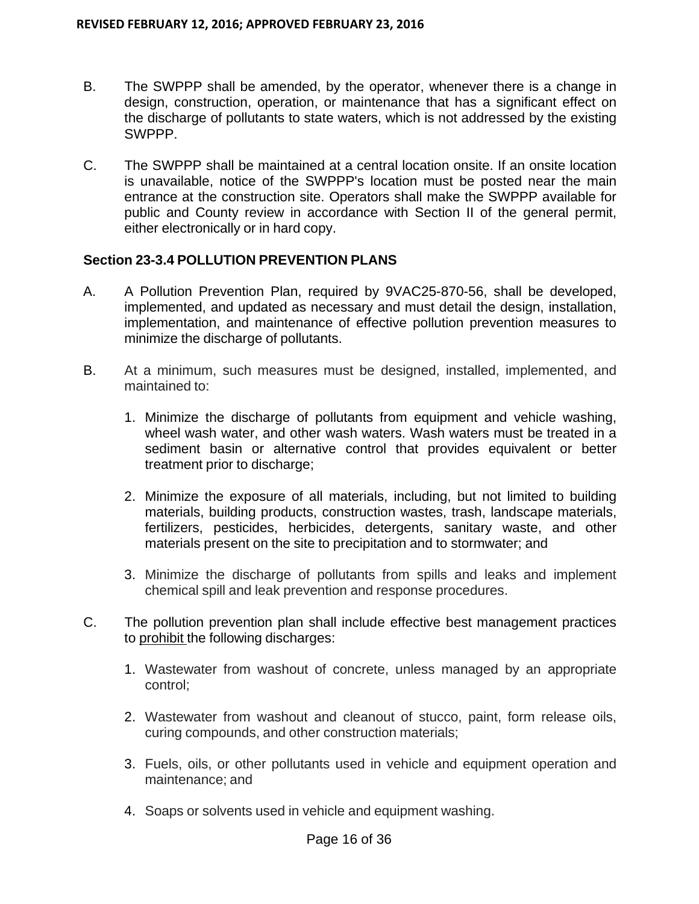B. The SWPPP shall be amended, by the operator, whenever there is a change in design, construction, operation, or maintenance that has a significant effect on the discharge of pollutants to state waters, which is not addressed by the existing SWPPP.

C. The SWPPP shall be maintained at a central location onsite. If an onsite location is unavailable, notice of the SWPPP's location must be posted near the main entrance at the construction site. Operators shall make the SWPPP available for public and County review in accordance with Section II of the general permit, either electronically or in hard copy.

### Section 23-3.4 POLLUTION PREVENTION PLANS

A. A Pollution Prevention Plan, required by 9VAC25-870-56, shall be developed, implemented, and updated as necessary and must detail the design, installation, implementation, and maintenance of effective pollution prevention measures to minimize the discharge of pollutants.

B. At a minimum, such measures must be designed, installed, implemented, and maintained to:

1. Minimize the discharge of pollutants from equipment and vehicle washing, wheel wash water, and other wash waters. Wash waters must be treated in a sediment basin or alternative control that provides equivalent or better treatment prior to discharge;

2. Minimize the exposure of all materials, including, but not limited to building materials, building products, construction wastes, trash, landscape materials, fertilizers, pesticides, herbicides, detergents, sanitary waste, and other materials present on the site to precipitation and to stormwater; and

3. Minimize the discharge of pollutants from spills and leaks and implement chemical spill and leak prevention and response procedures.

C. The pollution prevention plan shall include effective best management practices to <u>prohibit</u> the following discharges:

1. Wastewater from washout of concrete, unless managed by an appropriate control;

2. Wastewater from washout and cleanout of stucco, paint, form release oils, curing compounds, and other construction materials;

3. Fuels, oils, or other pollutants used in vehicle and equipment operation and maintenance; and

4. Soaps or solvents used in vehicle and equipment washing.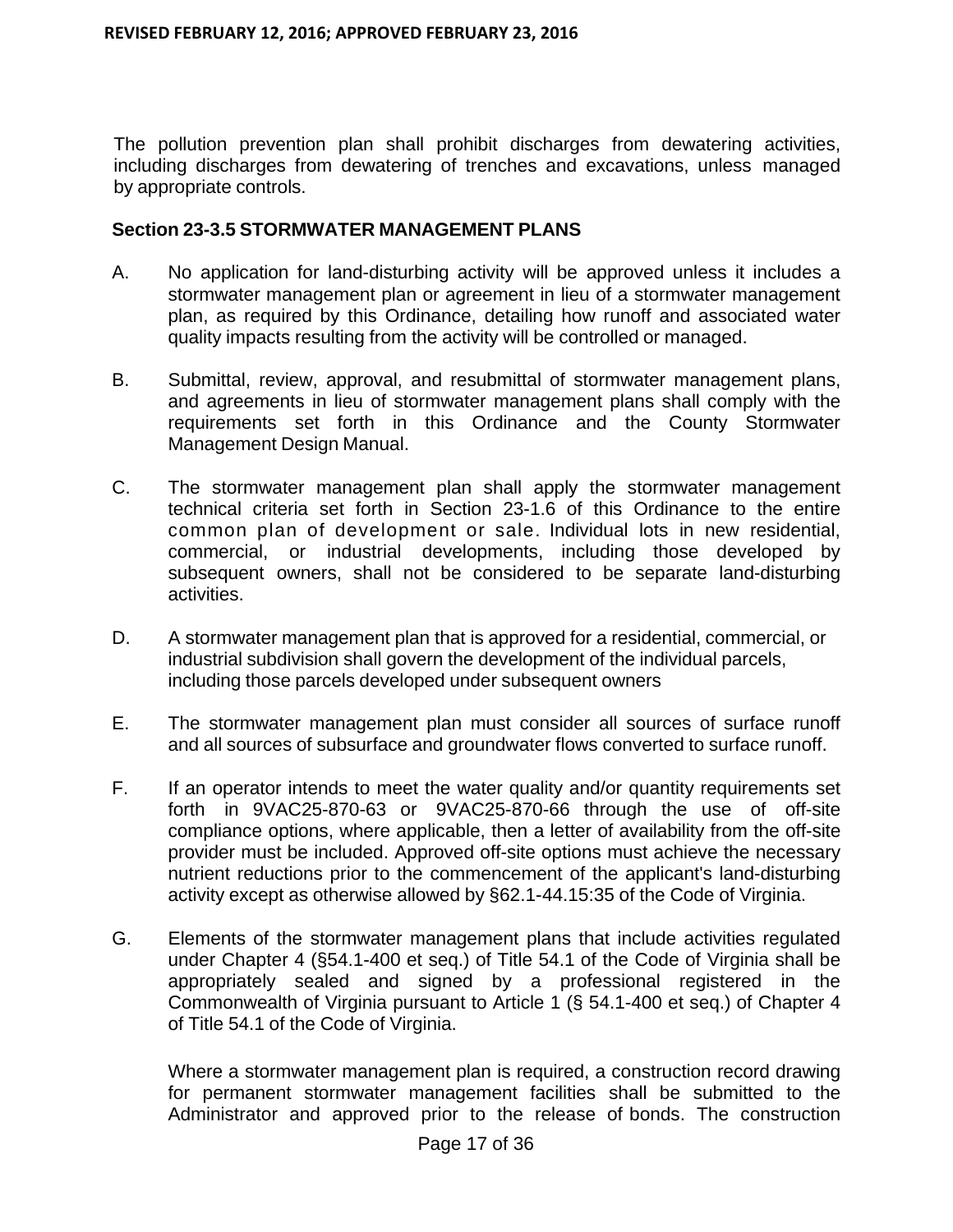The pollution prevention plan shall prohibit discharges from dewatering activities, including discharges from dewatering of trenches and excavations, unless managed by appropriate controls.

**Section 23-3.5 STORMWATER MANAGEMENT PLANS**

A. No application for land-disturbing activity will be approved unless it includes a stormwater management plan or agreement in lieu of a stormwater management plan, as required by this Ordinance, detailing how runoff and associated water quality impacts resulting from the activity will be controlled or managed.

B. Submittal, review, approval, and resubmittal of stormwater management plans, and agreements in lieu of stormwater management plans shall comply with the requirements set forth in this Ordinance and the County Stormwater Management Design Manual.

C. The stormwater management plan shall apply the stormwater management technical criteria set forth in Section 23-1.6 of this Ordinance to the entire common plan of development or sale. Individual lots in new residential, commercial, or industrial developments, including those developed by subsequent owners, shall not be considered to be separate land-disturbing activities.

D. A stormwater management plan that is approved for a residential, commercial, or industrial subdivision shall govern the development of the individual parcels, including those parcels developed under subsequent owners

E. The stormwater management plan must consider all sources of surface runoff and all sources of subsurface and groundwater flows converted to surface runoff.

F. If an operator intends to meet the water quality and/or quantity requirements set forth in 9VAC25-870-63 or 9VAC25-870-66 through the use of off-site compliance options, where applicable, then a letter of availability from the off-site provider must be included. Approved off-site options must achieve the necessary nutrient reductions prior to the commencement of the applicant's land-disturbing activity except as otherwise allowed by §62.1-44.15:35 of the Code of Virginia.

G. Elements of the stormwater management plans that include activities regulated under Chapter 4 (§54.1-400 et seq.) of Title 54.1 of the Code of Virginia shall be appropriately sealed and signed by a professional registered in the Commonwealth of Virginia pursuant to Article 1 (§ 54.1-400 et seq.) of Chapter 4 of Title 54.1 of the Code of Virginia.

   Where a stormwater management plan is required, a construction record drawing for permanent stormwater management facilities shall be submitted to the Administrator and approved prior to the release of bonds. The construction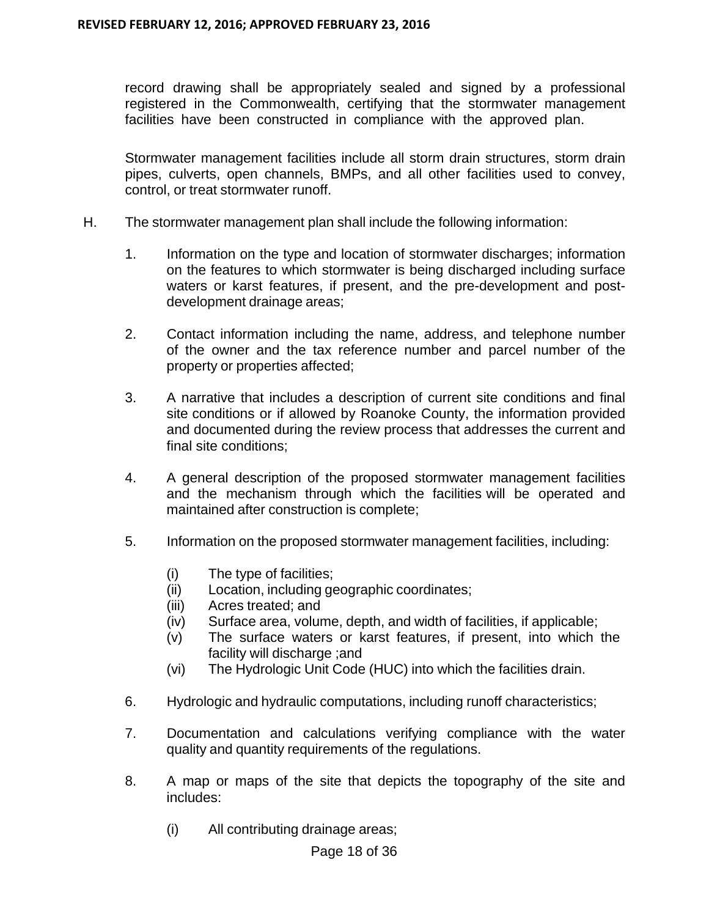record drawing shall be appropriately sealed and signed by a professional registered in the Commonwealth, certifying that the stormwater management facilities have been constructed in compliance with the approved plan.

Stormwater management facilities include all storm drain structures, storm drain pipes, culverts, open channels, BMPs, and all other facilities used to convey, control, or treat stormwater runoff.

H. The stormwater management plan shall include the following information:

1. Information on the type and location of stormwater discharges; information on the features to which stormwater is being discharged including surface waters or karst features, if present, and the pre-development and post-development drainage areas;

2. Contact information including the name, address, and telephone number of the owner and the tax reference number and parcel number of the property or properties affected;

3. A narrative that includes a description of current site conditions and final site conditions or if allowed by Roanoke County, the information provided and documented during the review process that addresses the current and final site conditions;

4. A general description of the proposed stormwater management facilities and the mechanism through which the facilities will be operated and maintained after construction is complete;

5. Information on the proposed stormwater management facilities, including:

   (i) The type of facilities;
   (ii) Location, including geographic coordinates;
   (iii) Acres treated; and
   (iv) Surface area, volume, depth, and width of facilities, if applicable;
   (v) The surface waters or karst features, if present, into which the facility will discharge ;and
   (vi) The Hydrologic Unit Code (HUC) into which the facilities drain.

6. Hydrologic and hydraulic computations, including runoff characteristics;

7. Documentation and calculations verifying compliance with the water quality and quantity requirements of the regulations.

8. A map or maps of the site that depicts the topography of the site and includes:

   (i) All contributing drainage areas;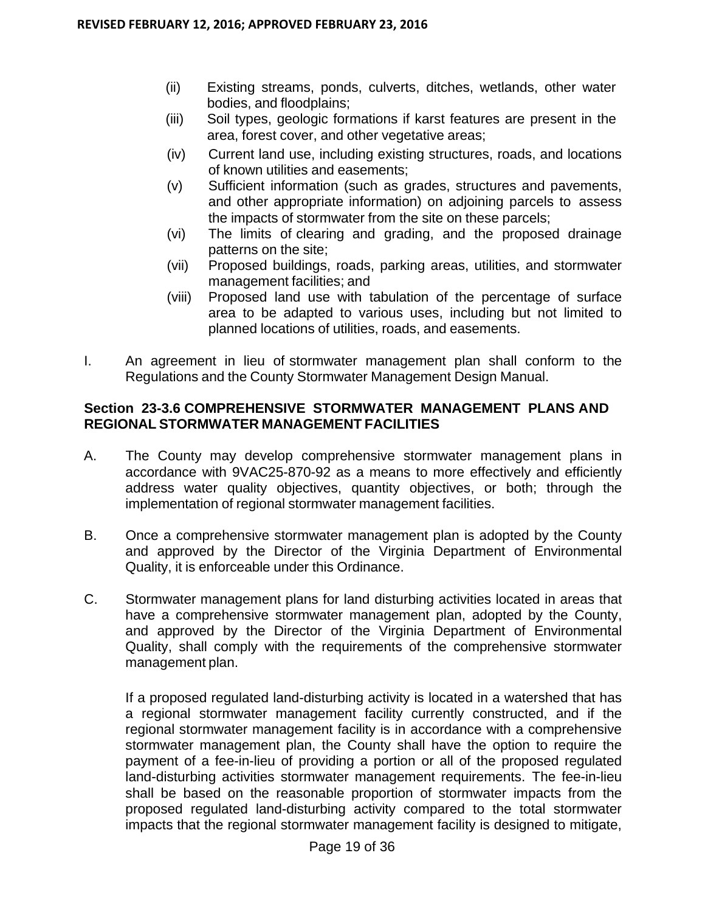(ii) Existing streams, ponds, culverts, ditches, wetlands, other water bodies, and floodplains;

(iii) Soil types, geologic formations if karst features are present in the area, forest cover, and other vegetative areas;

(iv) Current land use, including existing structures, roads, and locations of known utilities and easements;

(v) Sufficient information (such as grades, structures and pavements, and other appropriate information) on adjoining parcels to assess the impacts of stormwater from the site on these parcels;

(vi) The limits of clearing and grading, and the proposed drainage patterns on the site;

(vii) Proposed buildings, roads, parking areas, utilities, and stormwater management facilities; and

(viii) Proposed land use with tabulation of the percentage of surface area to be adapted to various uses, including but not limited to planned locations of utilities, roads, and easements.

I. An agreement in lieu of stormwater management plan shall conform to the Regulations and the County Stormwater Management Design Manual.

### Section 23-3.6 COMPREHENSIVE STORMWATER MANAGEMENT PLANS AND REGIONAL STORMWATER MANAGEMENT FACILITIES

A. The County may develop comprehensive stormwater management plans in accordance with 9VAC25-870-92 as a means to more effectively and efficiently address water quality objectives, quantity objectives, or both; through the implementation of regional stormwater management facilities.

B. Once a comprehensive stormwater management plan is adopted by the County and approved by the Director of the Virginia Department of Environmental Quality, it is enforceable under this Ordinance.

C. Stormwater management plans for land disturbing activities located in areas that have a comprehensive stormwater management plan, adopted by the County, and approved by the Director of the Virginia Department of Environmental Quality, shall comply with the requirements of the comprehensive stormwater management plan.

If a proposed regulated land-disturbing activity is located in a watershed that has a regional stormwater management facility currently constructed, and if the regional stormwater management facility is in accordance with a comprehensive stormwater management plan, the County shall have the option to require the payment of a fee-in-lieu of providing a portion or all of the proposed regulated land-disturbing activities stormwater management requirements. The fee-in-lieu shall be based on the reasonable proportion of stormwater impacts from the proposed regulated land-disturbing activity compared to the total stormwater impacts that the regional stormwater management facility is designed to mitigate,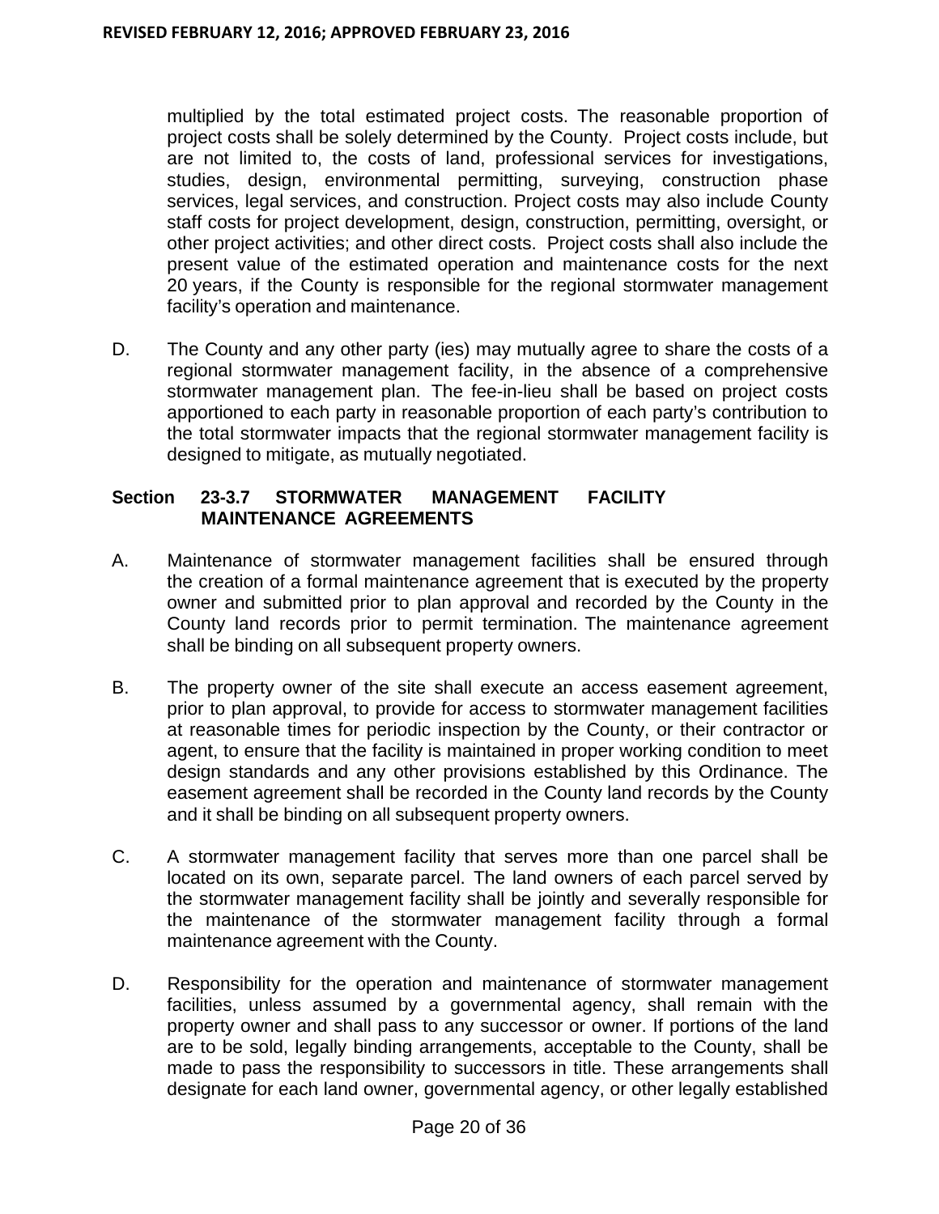multiplied by the total estimated project costs. The reasonable proportion of project costs shall be solely determined by the County. Project costs include, but are not limited to, the costs of land, professional services for investigations, studies, design, environmental permitting, surveying, construction phase services, legal services, and construction. Project costs may also include County staff costs for project development, design, construction, permitting, oversight, or other project activities; and other direct costs. Project costs shall also include the present value of the estimated operation and maintenance costs for the next 20 years, if the County is responsible for the regional stormwater management facility's operation and maintenance.

D. The County and any other party (ies) may mutually agree to share the costs of a regional stormwater management facility, in the absence of a comprehensive stormwater management plan. The fee-in-lieu shall be based on project costs apportioned to each party in reasonable proportion of each party's contribution to the total stormwater impacts that the regional stormwater management facility is designed to mitigate, as mutually negotiated.

### Section 23-3.7 STORMWATER MANAGEMENT FACILITY MAINTENANCE AGREEMENTS

A. Maintenance of stormwater management facilities shall be ensured through the creation of a formal maintenance agreement that is executed by the property owner and submitted prior to plan approval and recorded by the County in the County land records prior to permit termination. The maintenance agreement shall be binding on all subsequent property owners.

B. The property owner of the site shall execute an access easement agreement, prior to plan approval, to provide for access to stormwater management facilities at reasonable times for periodic inspection by the County, or their contractor or agent, to ensure that the facility is maintained in proper working condition to meet design standards and any other provisions established by this Ordinance. The easement agreement shall be recorded in the County land records by the County and it shall be binding on all subsequent property owners.

C. A stormwater management facility that serves more than one parcel shall be located on its own, separate parcel. The land owners of each parcel served by the stormwater management facility shall be jointly and severally responsible for the maintenance of the stormwater management facility through a formal maintenance agreement with the County.

D. Responsibility for the operation and maintenance of stormwater management facilities, unless assumed by a governmental agency, shall remain with the property owner and shall pass to any successor or owner. If portions of the land are to be sold, legally binding arrangements, acceptable to the County, shall be made to pass the responsibility to successors in title. These arrangements shall designate for each land owner, governmental agency, or other legally established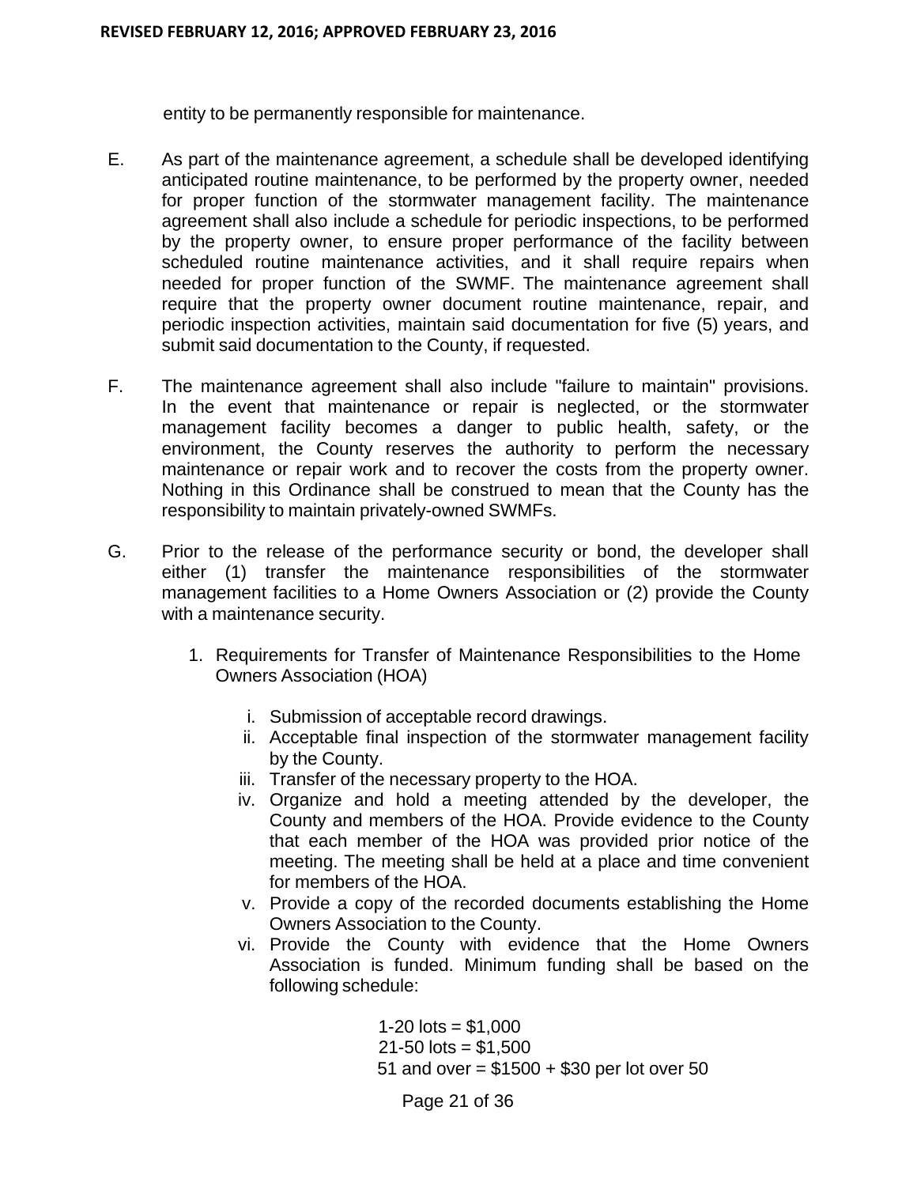entity to be permanently responsible for maintenance.

E. As part of the maintenance agreement, a schedule shall be developed identifying anticipated routine maintenance, to be performed by the property owner, needed for proper function of the stormwater management facility. The maintenance agreement shall also include a schedule for periodic inspections, to be performed by the property owner, to ensure proper performance of the facility between scheduled routine maintenance activities, and it shall require repairs when needed for proper function of the SWMF. The maintenance agreement shall require that the property owner document routine maintenance, repair, and periodic inspection activities, maintain said documentation for five (5) years, and submit said documentation to the County, if requested.

F. The maintenance agreement shall also include "failure to maintain" provisions. In the event that maintenance or repair is neglected, or the stormwater management facility becomes a danger to public health, safety, or the environment, the County reserves the authority to perform the necessary maintenance or repair work and to recover the costs from the property owner. Nothing in this Ordinance shall be construed to mean that the County has the responsibility to maintain privately-owned SWMFs.

G. Prior to the release of the performance security or bond, the developer shall either (1) transfer the maintenance responsibilities of the stormwater management facilities to a Home Owners Association or (2) provide the County with a maintenance security.

   1. Requirements for Transfer of Maintenance Responsibilities to the Home Owners Association (HOA)

      i. Submission of acceptable record drawings.
      ii. Acceptable final inspection of the stormwater management facility by the County.
      iii. Transfer of the necessary property to the HOA.
      iv. Organize and hold a meeting attended by the developer, the County and members of the HOA. Provide evidence to the County that each member of the HOA was provided prior notice of the meeting. The meeting shall be held at a place and time convenient for members of the HOA.
      v. Provide a copy of the recorded documents establishing the Home Owners Association to the County.
      vi. Provide the County with evidence that the Home Owners Association is funded. Minimum funding shall be based on the following schedule:

         1-20 lots = $1,000
         21-50 lots = $1,500
         51 and over = $1500 + $30 per lot over 50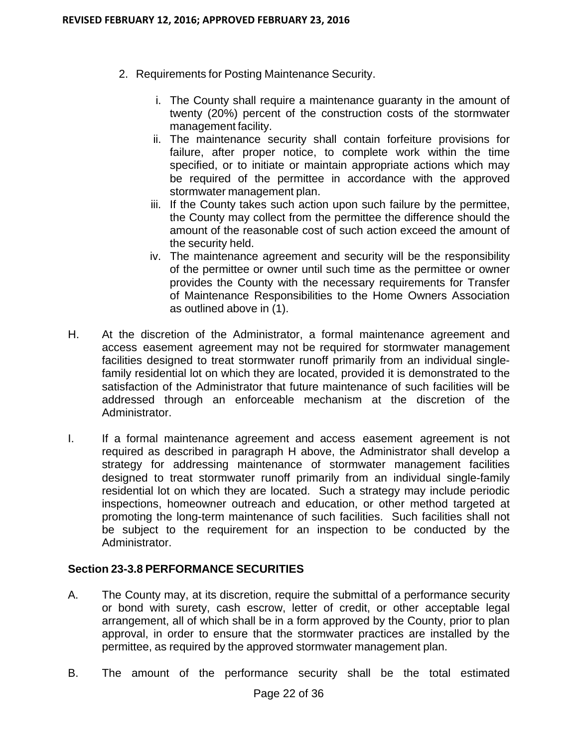2. Requirements for Posting Maintenance Security.

   i. The County shall require a maintenance guaranty in the amount of twenty (20%) percent of the construction costs of the stormwater management facility.

   ii. The maintenance security shall contain forfeiture provisions for failure, after proper notice, to complete work within the time specified, or to initiate or maintain appropriate actions which may be required of the permittee in accordance with the approved stormwater management plan.

   iii. If the County takes such action upon such failure by the permittee, the County may collect from the permittee the difference should the amount of the reasonable cost of such action exceed the amount of the security held.

   iv. The maintenance agreement and security will be the responsibility of the permittee or owner until such time as the permittee or owner provides the County with the necessary requirements for Transfer of Maintenance Responsibilities to the Home Owners Association as outlined above in (1).

H. At the discretion of the Administrator, a formal maintenance agreement and access easement agreement may not be required for stormwater management facilities designed to treat stormwater runoff primarily from an individual single-family residential lot on which they are located, provided it is demonstrated to the satisfaction of the Administrator that future maintenance of such facilities will be addressed through an enforceable mechanism at the discretion of the Administrator.

I. If a formal maintenance agreement and access easement agreement is not required as described in paragraph H above, the Administrator shall develop a strategy for addressing maintenance of stormwater management facilities designed to treat stormwater runoff primarily from an individual single-family residential lot on which they are located. Such a strategy may include periodic inspections, homeowner outreach and education, or other method targeted at promoting the long-term maintenance of such facilities. Such facilities shall not be subject to the requirement for an inspection to be conducted by the Administrator.

**Section 23-3.8 PERFORMANCE SECURITIES**

A. The County may, at its discretion, require the submittal of a performance security or bond with surety, cash escrow, letter of credit, or other acceptable legal arrangement, all of which shall be in a form approved by the County, prior to plan approval, in order to ensure that the stormwater practices are installed by the permittee, as required by the approved stormwater management plan.

B. The amount of the performance security shall be the total estimated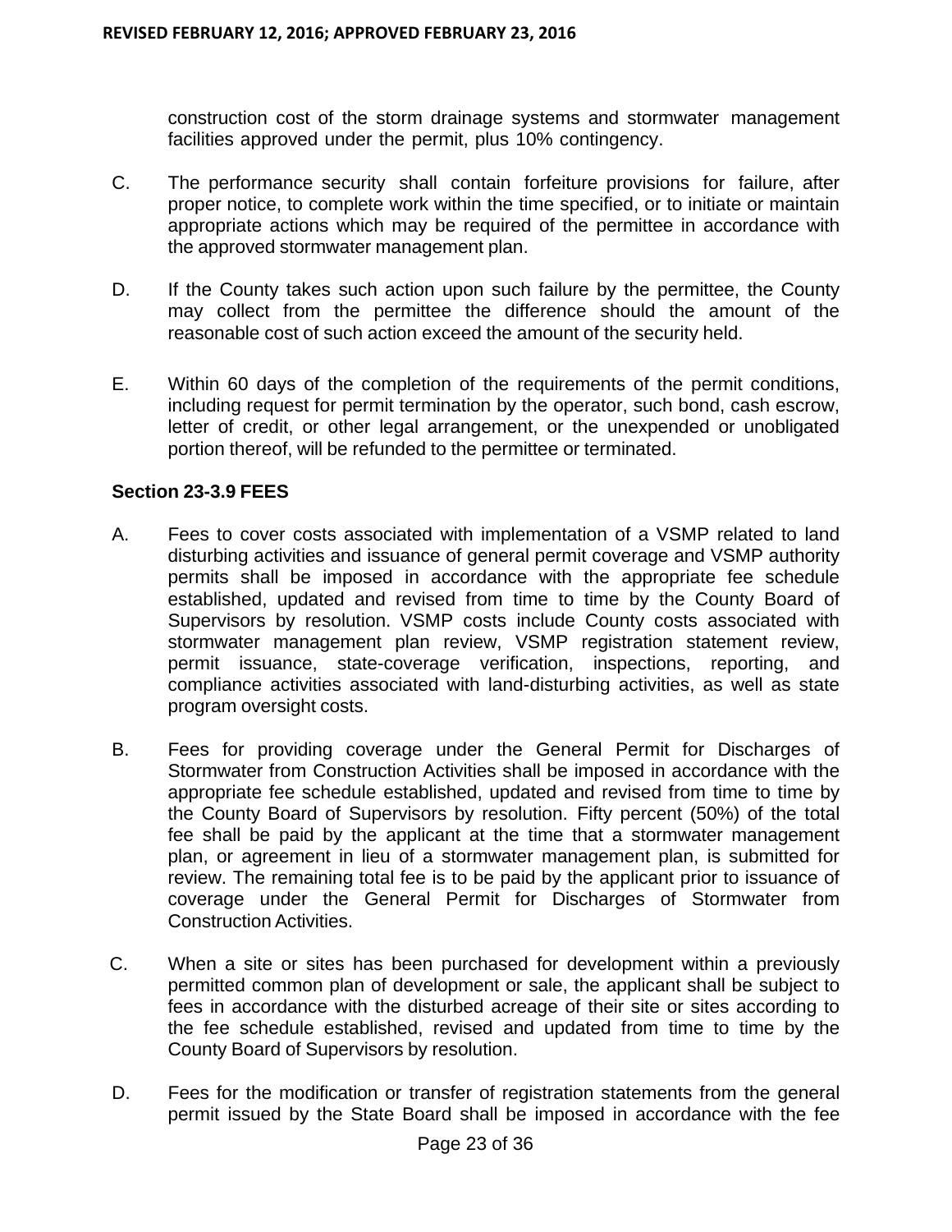construction cost of the storm drainage systems and stormwater management facilities approved under the permit, plus 10% contingency.

C. The performance security shall contain forfeiture provisions for failure, after proper notice, to complete work within the time specified, or to initiate or maintain appropriate actions which may be required of the permittee in accordance with the approved stormwater management plan.

D. If the County takes such action upon such failure by the permittee, the County may collect from the permittee the difference should the amount of the reasonable cost of such action exceed the amount of the security held.

E. Within 60 days of the completion of the requirements of the permit conditions, including request for permit termination by the operator, such bond, cash escrow, letter of credit, or other legal arrangement, or the unexpended or unobligated portion thereof, will be refunded to the permittee or terminated.

**Section 23-3.9 FEES**

A. Fees to cover costs associated with implementation of a VSMP related to land disturbing activities and issuance of general permit coverage and VSMP authority permits shall be imposed in accordance with the appropriate fee schedule established, updated and revised from time to time by the County Board of Supervisors by resolution. VSMP costs include County costs associated with stormwater management plan review, VSMP registration statement review, permit issuance, state-coverage verification, inspections, reporting, and compliance activities associated with land-disturbing activities, as well as state program oversight costs.

B. Fees for providing coverage under the General Permit for Discharges of Stormwater from Construction Activities shall be imposed in accordance with the appropriate fee schedule established, updated and revised from time to time by the County Board of Supervisors by resolution. Fifty percent (50%) of the total fee shall be paid by the applicant at the time that a stormwater management plan, or agreement in lieu of a stormwater management plan, is submitted for review. The remaining total fee is to be paid by the applicant prior to issuance of coverage under the General Permit for Discharges of Stormwater from Construction Activities.

C. When a site or sites has been purchased for development within a previously permitted common plan of development or sale, the applicant shall be subject to fees in accordance with the disturbed acreage of their site or sites according to the fee schedule established, revised and updated from time to time by the County Board of Supervisors by resolution.

D. Fees for the modification or transfer of registration statements from the general permit issued by the State Board shall be imposed in accordance with the fee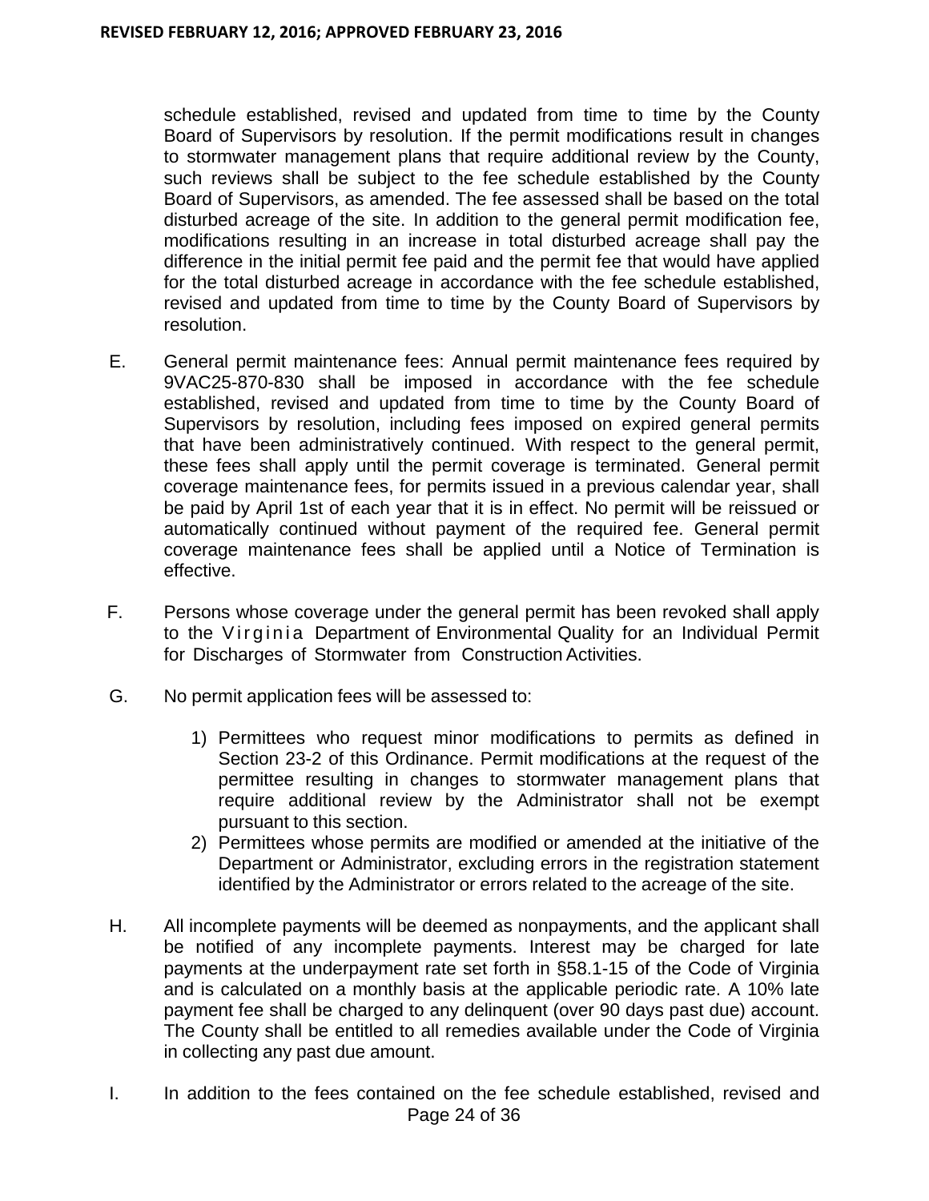schedule established, revised and updated from time to time by the County Board of Supervisors by resolution. If the permit modifications result in changes to stormwater management plans that require additional review by the County, such reviews shall be subject to the fee schedule established by the County Board of Supervisors, as amended. The fee assessed shall be based on the total disturbed acreage of the site. In addition to the general permit modification fee, modifications resulting in an increase in total disturbed acreage shall pay the difference in the initial permit fee paid and the permit fee that would have applied for the total disturbed acreage in accordance with the fee schedule established, revised and updated from time to time by the County Board of Supervisors by resolution.

E. General permit maintenance fees: Annual permit maintenance fees required by 9VAC25-870-830 shall be imposed in accordance with the fee schedule established, revised and updated from time to time by the County Board of Supervisors by resolution, including fees imposed on expired general permits that have been administratively continued. With respect to the general permit, these fees shall apply until the permit coverage is terminated. General permit coverage maintenance fees, for permits issued in a previous calendar year, shall be paid by April 1st of each year that it is in effect. No permit will be reissued or automatically continued without payment of the required fee. General permit coverage maintenance fees shall be applied until a Notice of Termination is effective.

F. Persons whose coverage under the general permit has been revoked shall apply to the Virginia Department of Environmental Quality for an Individual Permit for Discharges of Stormwater from Construction Activities.

G. No permit application fees will be assessed to:

1) Permittees who request minor modifications to permits as defined in Section 23-2 of this Ordinance. Permit modifications at the request of the permittee resulting in changes to stormwater management plans that require additional review by the Administrator shall not be exempt pursuant to this section.
2) Permittees whose permits are modified or amended at the initiative of the Department or Administrator, excluding errors in the registration statement identified by the Administrator or errors related to the acreage of the site.

H. All incomplete payments will be deemed as nonpayments, and the applicant shall be notified of any incomplete payments. Interest may be charged for late payments at the underpayment rate set forth in §58.1-15 of the Code of Virginia and is calculated on a monthly basis at the applicable periodic rate. A 10% late payment fee shall be charged to any delinquent (over 90 days past due) account. The County shall be entitled to all remedies available under the Code of Virginia in collecting any past due amount.

I. In addition to the fees contained on the fee schedule established, revised and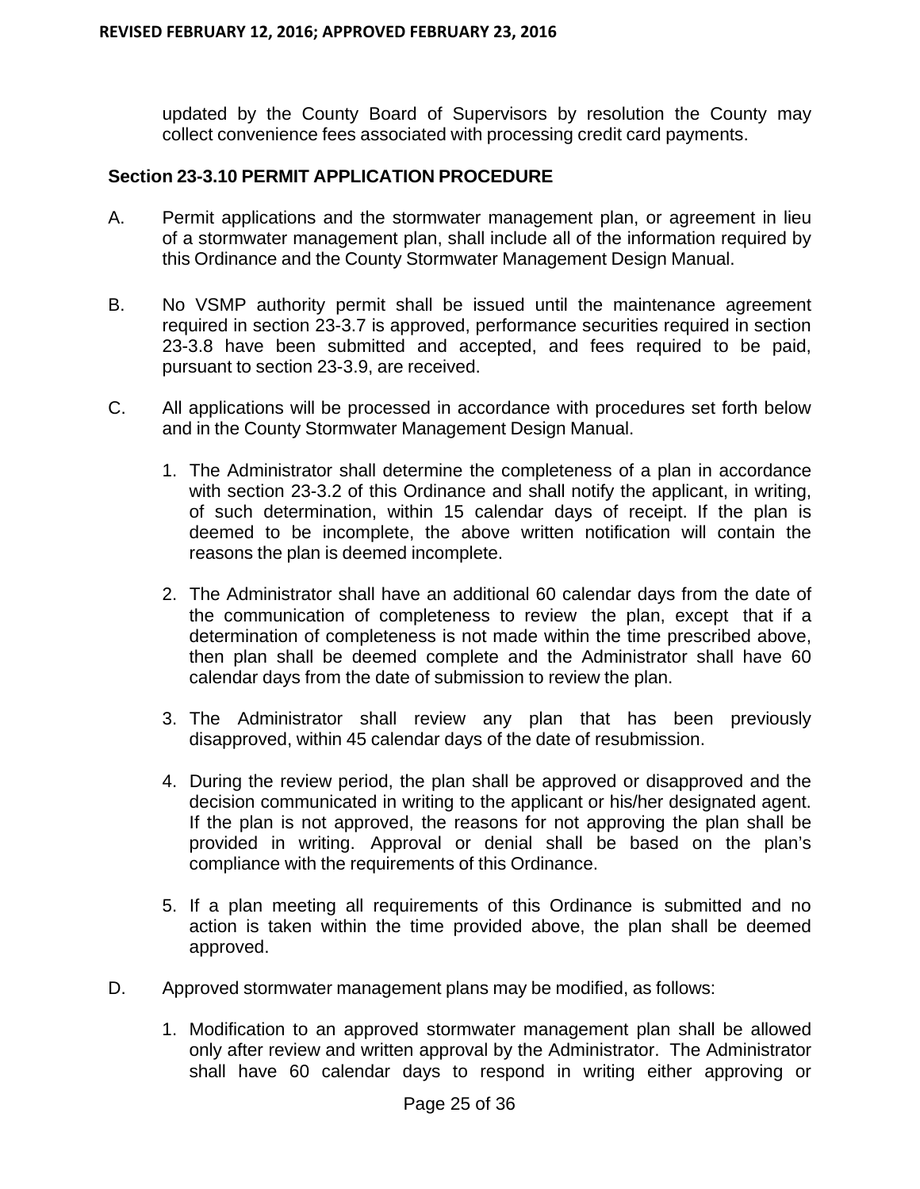updated by the County Board of Supervisors by resolution the County may collect convenience fees associated with processing credit card payments.

**Section 23-3.10 PERMIT APPLICATION PROCEDURE**

A. Permit applications and the stormwater management plan, or agreement in lieu of a stormwater management plan, shall include all of the information required by this Ordinance and the County Stormwater Management Design Manual.

B. No VSMP authority permit shall be issued until the maintenance agreement required in section 23-3.7 is approved, performance securities required in section 23-3.8 have been submitted and accepted, and fees required to be paid, pursuant to section 23-3.9, are received.

C. All applications will be processed in accordance with procedures set forth below and in the County Stormwater Management Design Manual.

1. The Administrator shall determine the completeness of a plan in accordance with section 23-3.2 of this Ordinance and shall notify the applicant, in writing, of such determination, within 15 calendar days of receipt. If the plan is deemed to be incomplete, the above written notification will contain the reasons the plan is deemed incomplete.

2. The Administrator shall have an additional 60 calendar days from the date of the communication of completeness to review the plan, except that if a determination of completeness is not made within the time prescribed above, then plan shall be deemed complete and the Administrator shall have 60 calendar days from the date of submission to review the plan.

3. The Administrator shall review any plan that has been previously disapproved, within 45 calendar days of the date of resubmission.

4. During the review period, the plan shall be approved or disapproved and the decision communicated in writing to the applicant or his/her designated agent. If the plan is not approved, the reasons for not approving the plan shall be provided in writing. Approval or denial shall be based on the plan's compliance with the requirements of this Ordinance.

5. If a plan meeting all requirements of this Ordinance is submitted and no action is taken within the time provided above, the plan shall be deemed approved.

D. Approved stormwater management plans may be modified, as follows:

1. Modification to an approved stormwater management plan shall be allowed only after review and written approval by the Administrator. The Administrator shall have 60 calendar days to respond in writing either approving or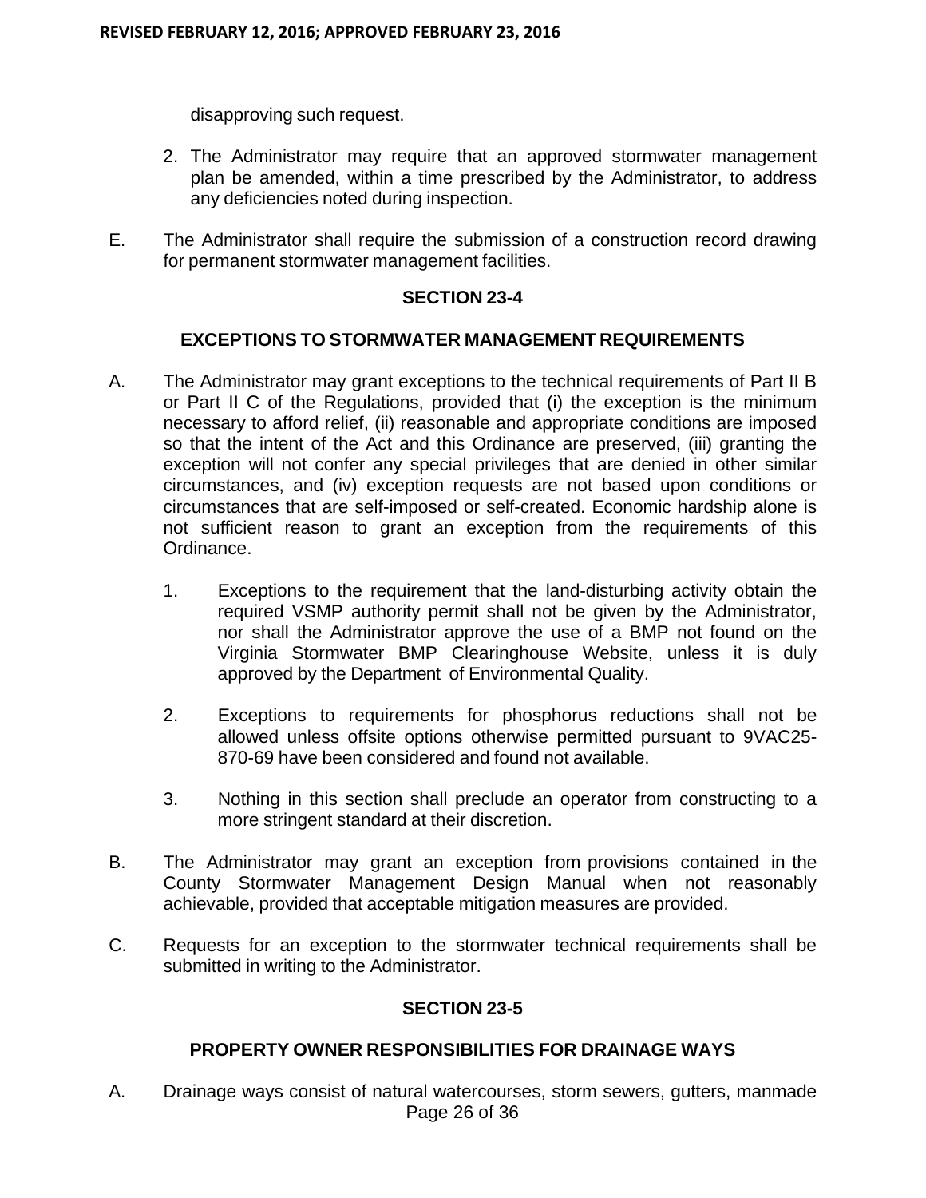disapproving such request.

2. The Administrator may require that an approved stormwater management plan be amended, within a time prescribed by the Administrator, to address any deficiencies noted during inspection.

E. The Administrator shall require the submission of a construction record drawing for permanent stormwater management facilities.

## SECTION 23-4

## EXCEPTIONS TO STORMWATER MANAGEMENT REQUIREMENTS

A. The Administrator may grant exceptions to the technical requirements of Part II B or Part II C of the Regulations, provided that (i) the exception is the minimum necessary to afford relief, (ii) reasonable and appropriate conditions are imposed so that the intent of the Act and this Ordinance are preserved, (iii) granting the exception will not confer any special privileges that are denied in other similar circumstances, and (iv) exception requests are not based upon conditions or circumstances that are self-imposed or self-created. Economic hardship alone is not sufficient reason to grant an exception from the requirements of this Ordinance.

1. Exceptions to the requirement that the land-disturbing activity obtain the required VSMP authority permit shall not be given by the Administrator, nor shall the Administrator approve the use of a BMP not found on the Virginia Stormwater BMP Clearinghouse Website, unless it is duly approved by the Department of Environmental Quality.

2. Exceptions to requirements for phosphorus reductions shall not be allowed unless offsite options otherwise permitted pursuant to 9VAC25-870-69 have been considered and found not available.

3. Nothing in this section shall preclude an operator from constructing to a more stringent standard at their discretion.

B. The Administrator may grant an exception from provisions contained in the County Stormwater Management Design Manual when not reasonably achievable, provided that acceptable mitigation measures are provided.

C. Requests for an exception to the stormwater technical requirements shall be submitted in writing to the Administrator.

## SECTION 23-5

## PROPERTY OWNER RESPONSIBILITIES FOR DRAINAGE WAYS

A. Drainage ways consist of natural watercourses, storm sewers, gutters, manmade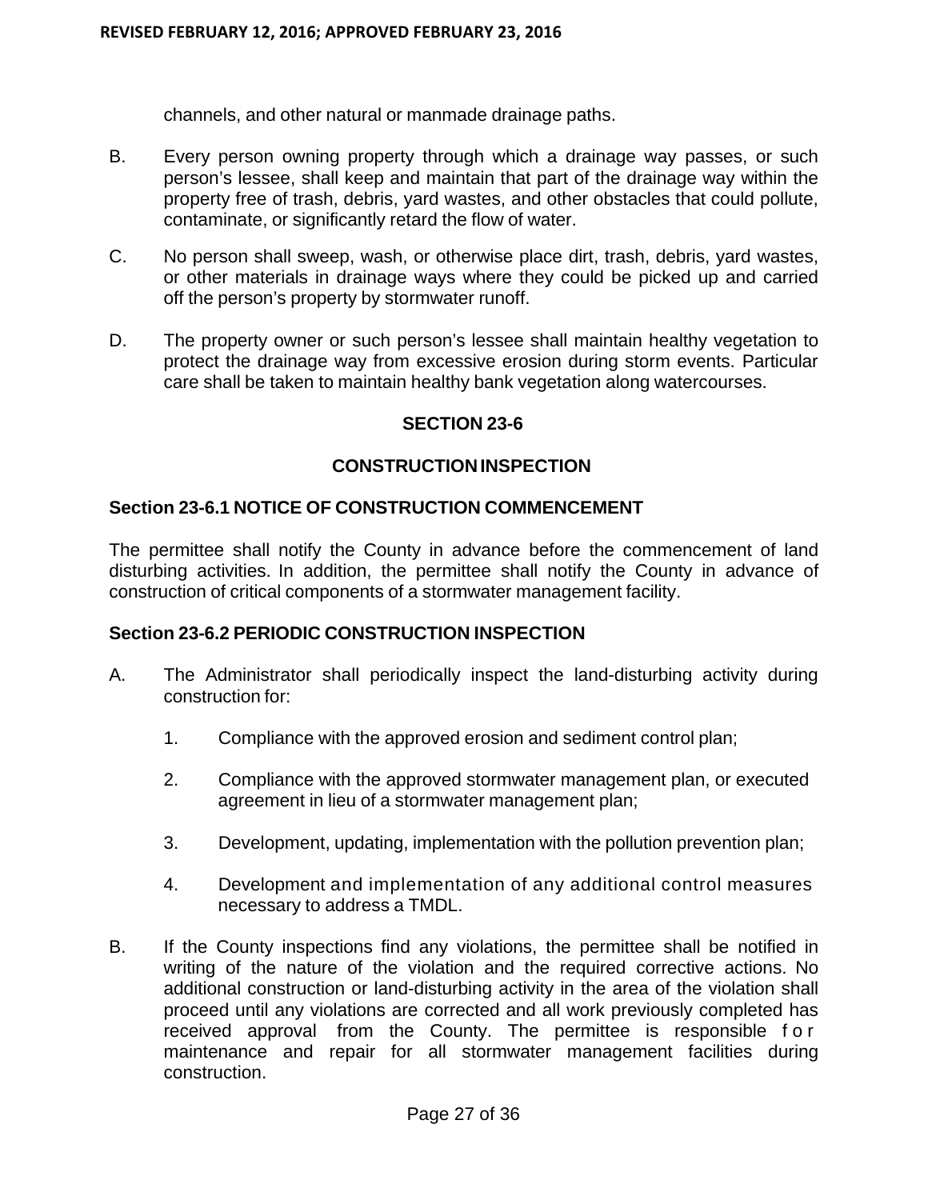channels, and other natural or manmade drainage paths.

B. Every person owning property through which a drainage way passes, or such person's lessee, shall keep and maintain that part of the drainage way within the property free of trash, debris, yard wastes, and other obstacles that could pollute, contaminate, or significantly retard the flow of water.

C. No person shall sweep, wash, or otherwise place dirt, trash, debris, yard wastes, or other materials in drainage ways where they could be picked up and carried off the person's property by stormwater runoff.

D. The property owner or such person's lessee shall maintain healthy vegetation to protect the drainage way from excessive erosion during storm events. Particular care shall be taken to maintain healthy bank vegetation along watercourses.

## SECTION 23-6

## CONSTRUCTION INSPECTION

### Section 23-6.1 NOTICE OF CONSTRUCTION COMMENCEMENT

The permittee shall notify the County in advance before the commencement of land disturbing activities. In addition, the permittee shall notify the County in advance of construction of critical components of a stormwater management facility.

### Section 23-6.2 PERIODIC CONSTRUCTION INSPECTION

A. The Administrator shall periodically inspect the land-disturbing activity during construction for:

   1. Compliance with the approved erosion and sediment control plan;

   2. Compliance with the approved stormwater management plan, or executed agreement in lieu of a stormwater management plan;

   3. Development, updating, implementation with the pollution prevention plan;

   4. Development and implementation of any additional control measures necessary to address a TMDL.

B. If the County inspections find any violations, the permittee shall be notified in writing of the nature of the violation and the required corrective actions. No additional construction or land-disturbing activity in the area of the violation shall proceed until any violations are corrected and all work previously completed has received approval from the County. The permittee is responsible for maintenance and repair for all stormwater management facilities during construction.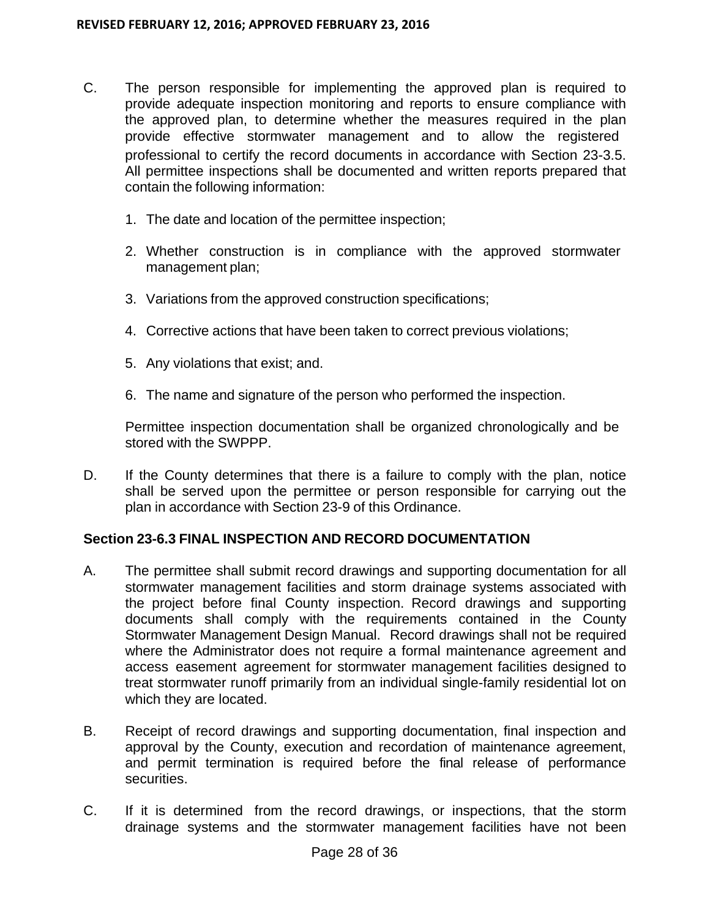C. The person responsible for implementing the approved plan is required to provide adequate inspection monitoring and reports to ensure compliance with the approved plan, to determine whether the measures required in the plan provide effective stormwater management and to allow the registered professional to certify the record documents in accordance with Section 23-3.5. All permittee inspections shall be documented and written reports prepared that contain the following information:

   1. The date and location of the permittee inspection;

   2. Whether construction is in compliance with the approved stormwater management plan;

   3. Variations from the approved construction specifications;

   4. Corrective actions that have been taken to correct previous violations;

   5. Any violations that exist; and.

   6. The name and signature of the person who performed the inspection.

   Permittee inspection documentation shall be organized chronologically and be stored with the SWPPP.

D. If the County determines that there is a failure to comply with the plan, notice shall be served upon the permittee or person responsible for carrying out the plan in accordance with Section 23-9 of this Ordinance.

### Section 23-6.3 FINAL INSPECTION AND RECORD DOCUMENTATION

A. The permittee shall submit record drawings and supporting documentation for all stormwater management facilities and storm drainage systems associated with the project before final County inspection. Record drawings and supporting documents shall comply with the requirements contained in the County Stormwater Management Design Manual. Record drawings shall not be required where the Administrator does not require a formal maintenance agreement and access easement agreement for stormwater management facilities designed to treat stormwater runoff primarily from an individual single-family residential lot on which they are located.

B. Receipt of record drawings and supporting documentation, final inspection and approval by the County, execution and recordation of maintenance agreement, and permit termination is required before the final release of performance securities.

C. If it is determined from the record drawings, or inspections, that the storm drainage systems and the stormwater management facilities have not been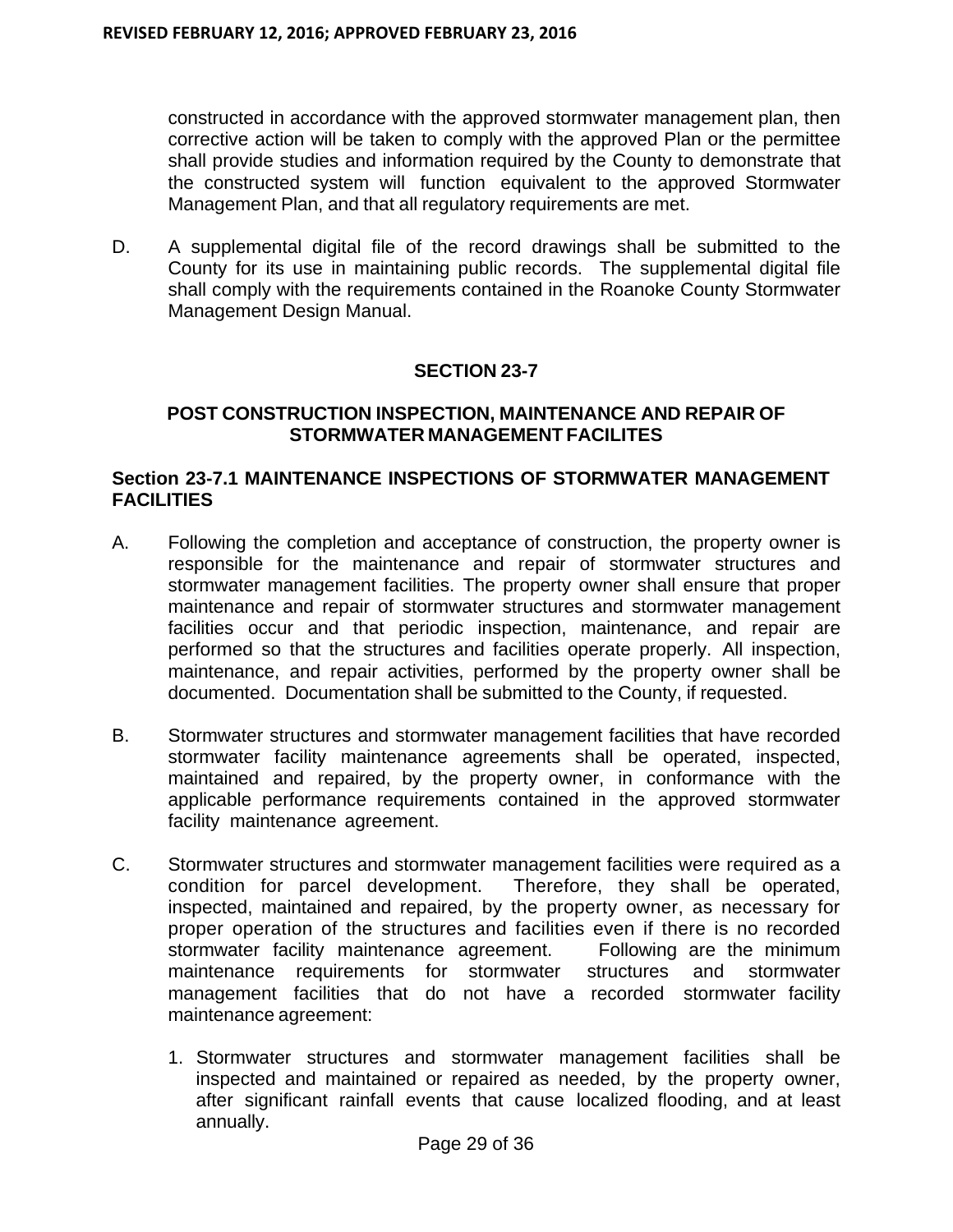constructed in accordance with the approved stormwater management plan, then corrective action will be taken to comply with the approved Plan or the permittee shall provide studies and information required by the County to demonstrate that the constructed system will function equivalent to the approved Stormwater Management Plan, and that all regulatory requirements are met.

D. A supplemental digital file of the record drawings shall be submitted to the County for its use in maintaining public records. The supplemental digital file shall comply with the requirements contained in the Roanoke County Stormwater Management Design Manual.

## SECTION 23-7

## POST CONSTRUCTION INSPECTION, MAINTENANCE AND REPAIR OF STORMWATER MANAGEMENT FACILITES

### Section 23-7.1 MAINTENANCE INSPECTIONS OF STORMWATER MANAGEMENT FACILITIES

A. Following the completion and acceptance of construction, the property owner is responsible for the maintenance and repair of stormwater structures and stormwater management facilities. The property owner shall ensure that proper maintenance and repair of stormwater structures and stormwater management facilities occur and that periodic inspection, maintenance, and repair are performed so that the structures and facilities operate properly. All inspection, maintenance, and repair activities, performed by the property owner shall be documented. Documentation shall be submitted to the County, if requested.

B. Stormwater structures and stormwater management facilities that have recorded stormwater facility maintenance agreements shall be operated, inspected, maintained and repaired, by the property owner, in conformance with the applicable performance requirements contained in the approved stormwater facility maintenance agreement.

C. Stormwater structures and stormwater management facilities were required as a condition for parcel development. Therefore, they shall be operated, inspected, maintained and repaired, by the property owner, as necessary for proper operation of the structures and facilities even if there is no recorded stormwater facility maintenance agreement. Following are the minimum maintenance requirements for stormwater structures and stormwater management facilities that do not have a recorded stormwater facility maintenance agreement:

   1. Stormwater structures and stormwater management facilities shall be inspected and maintained or repaired as needed, by the property owner, after significant rainfall events that cause localized flooding, and at least annually.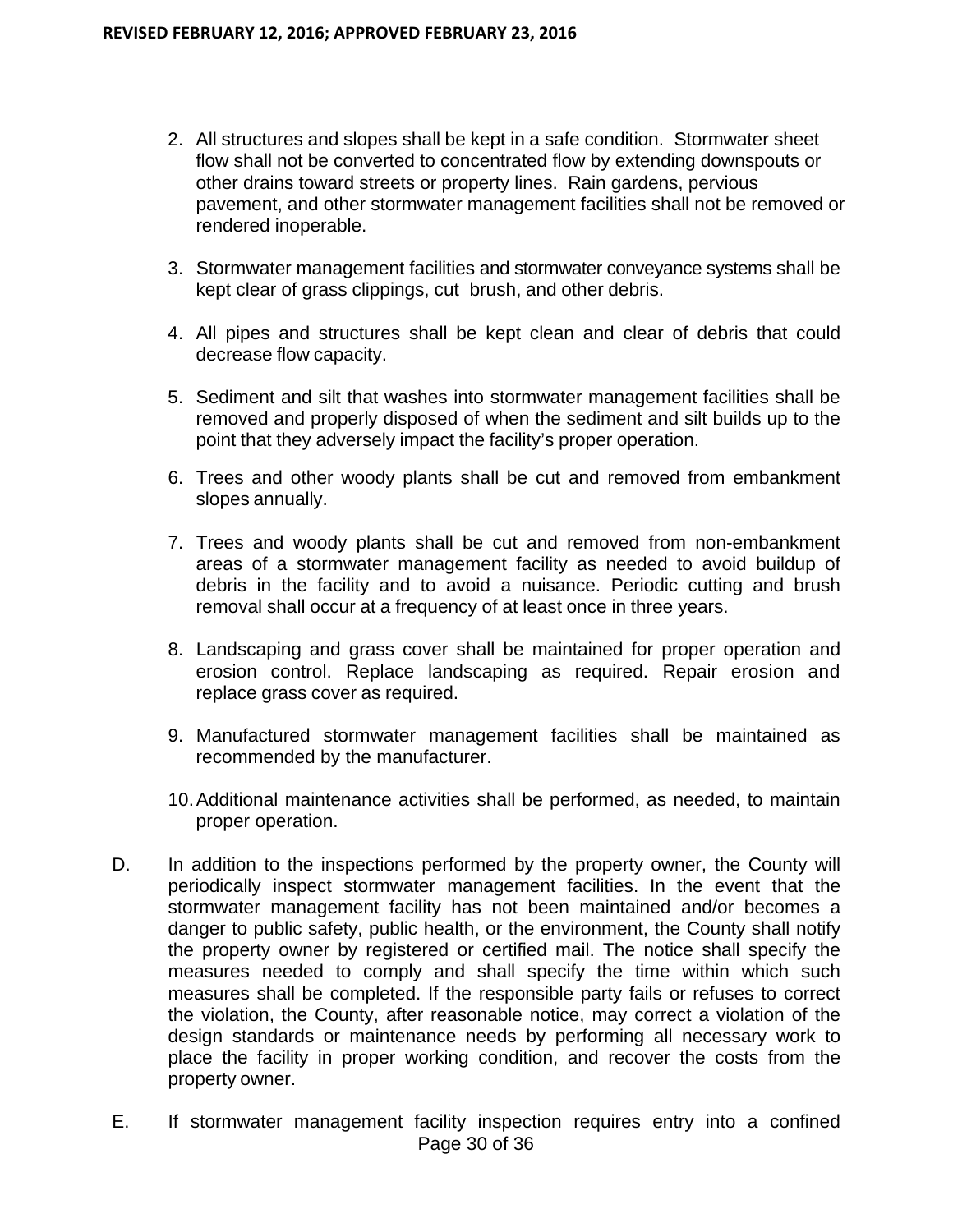2. All structures and slopes shall be kept in a safe condition. Stormwater sheet flow shall not be converted to concentrated flow by extending downspouts or other drains toward streets or property lines. Rain gardens, pervious pavement, and other stormwater management facilities shall not be removed or rendered inoperable.

3. Stormwater management facilities and stormwater conveyance systems shall be kept clear of grass clippings, cut brush, and other debris.

4. All pipes and structures shall be kept clean and clear of debris that could decrease flow capacity.

5. Sediment and silt that washes into stormwater management facilities shall be removed and properly disposed of when the sediment and silt builds up to the point that they adversely impact the facility's proper operation.

6. Trees and other woody plants shall be cut and removed from embankment slopes annually.

7. Trees and woody plants shall be cut and removed from non-embankment areas of a stormwater management facility as needed to avoid buildup of debris in the facility and to avoid a nuisance. Periodic cutting and brush removal shall occur at a frequency of at least once in three years.

8. Landscaping and grass cover shall be maintained for proper operation and erosion control. Replace landscaping as required. Repair erosion and replace grass cover as required.

9. Manufactured stormwater management facilities shall be maintained as recommended by the manufacturer.

10. Additional maintenance activities shall be performed, as needed, to maintain proper operation.

D. In addition to the inspections performed by the property owner, the County will periodically inspect stormwater management facilities. In the event that the stormwater management facility has not been maintained and/or becomes a danger to public safety, public health, or the environment, the County shall notify the property owner by registered or certified mail. The notice shall specify the measures needed to comply and shall specify the time within which such measures shall be completed. If the responsible party fails or refuses to correct the violation, the County, after reasonable notice, may correct a violation of the design standards or maintenance needs by performing all necessary work to place the facility in proper working condition, and recover the costs from the property owner.

E. If stormwater management facility inspection requires entry into a confined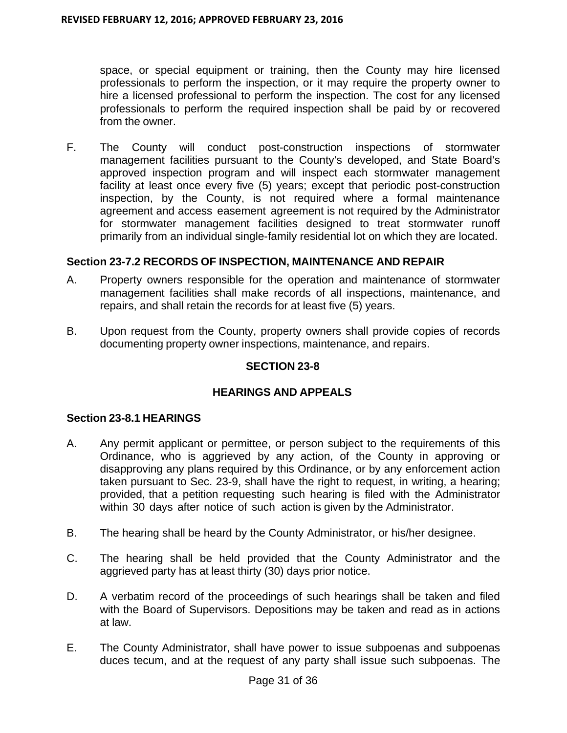space, or special equipment or training, then the County may hire licensed professionals to perform the inspection, or it may require the property owner to hire a licensed professional to perform the inspection. The cost for any licensed professionals to perform the required inspection shall be paid by or recovered from the owner.

F. The County will conduct post-construction inspections of stormwater management facilities pursuant to the County's developed, and State Board's approved inspection program and will inspect each stormwater management facility at least once every five (5) years; except that periodic post-construction inspection, by the County, is not required where a formal maintenance agreement and access easement agreement is not required by the Administrator for stormwater management facilities designed to treat stormwater runoff primarily from an individual single-family residential lot on which they are located.

### Section 23-7.2 RECORDS OF INSPECTION, MAINTENANCE AND REPAIR

A. Property owners responsible for the operation and maintenance of stormwater management facilities shall make records of all inspections, maintenance, and repairs, and shall retain the records for at least five (5) years.

B. Upon request from the County, property owners shall provide copies of records documenting property owner inspections, maintenance, and repairs.

## SECTION 23-8

## HEARINGS AND APPEALS

### Section 23-8.1 HEARINGS

A. Any permit applicant or permittee, or person subject to the requirements of this Ordinance, who is aggrieved by any action, of the County in approving or disapproving any plans required by this Ordinance, or by any enforcement action taken pursuant to Sec. 23-9, shall have the right to request, in writing, a hearing; provided, that a petition requesting such hearing is filed with the Administrator within 30 days after notice of such action is given by the Administrator.

B. The hearing shall be heard by the County Administrator, or his/her designee.

C. The hearing shall be held provided that the County Administrator and the aggrieved party has at least thirty (30) days prior notice.

D. A verbatim record of the proceedings of such hearings shall be taken and filed with the Board of Supervisors. Depositions may be taken and read as in actions at law.

E. The County Administrator, shall have power to issue subpoenas and subpoenas duces tecum, and at the request of any party shall issue such subpoenas. The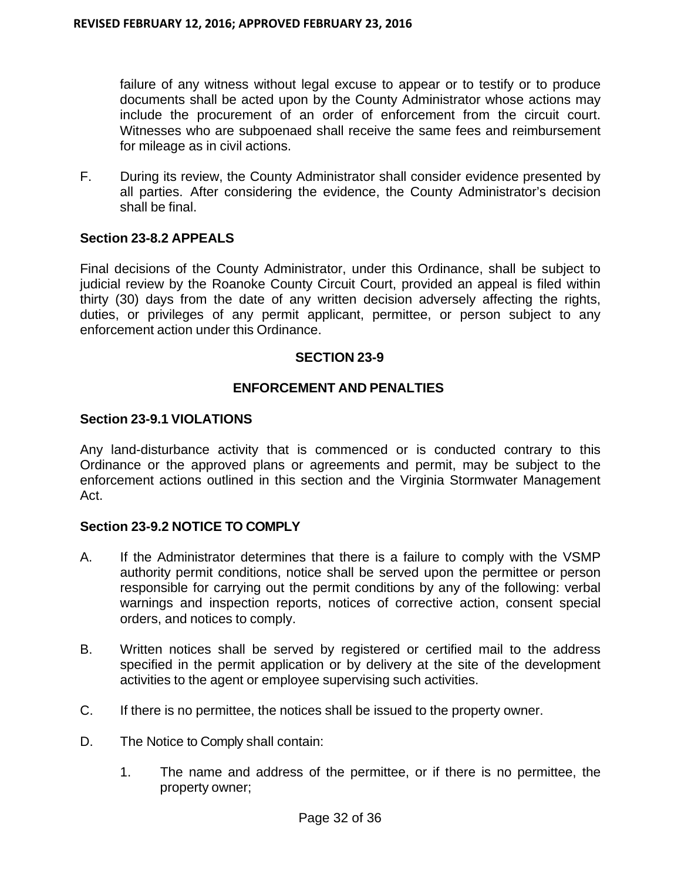failure of any witness without legal excuse to appear or to testify or to produce documents shall be acted upon by the County Administrator whose actions may include the procurement of an order of enforcement from the circuit court. Witnesses who are subpoenaed shall receive the same fees and reimbursement for mileage as in civil actions.

F. During its review, the County Administrator shall consider evidence presented by all parties. After considering the evidence, the County Administrator's decision shall be final.

### Section 23-8.2 APPEALS

Final decisions of the County Administrator, under this Ordinance, shall be subject to judicial review by the Roanoke County Circuit Court, provided an appeal is filed within thirty (30) days from the date of any written decision adversely affecting the rights, duties, or privileges of any permit applicant, permittee, or person subject to any enforcement action under this Ordinance.

## SECTION 23-9

## ENFORCEMENT AND PENALTIES

### Section 23-9.1 VIOLATIONS

Any land-disturbance activity that is commenced or is conducted contrary to this Ordinance or the approved plans or agreements and permit, may be subject to the enforcement actions outlined in this section and the Virginia Stormwater Management Act.

### Section 23-9.2 NOTICE TO COMPLY

A. If the Administrator determines that there is a failure to comply with the VSMP authority permit conditions, notice shall be served upon the permittee or person responsible for carrying out the permit conditions by any of the following: verbal warnings and inspection reports, notices of corrective action, consent special orders, and notices to comply.

B. Written notices shall be served by registered or certified mail to the address specified in the permit application or by delivery at the site of the development activities to the agent or employee supervising such activities.

C. If there is no permittee, the notices shall be issued to the property owner.

D. The Notice to Comply shall contain:

1. The name and address of the permittee, or if there is no permittee, the property owner;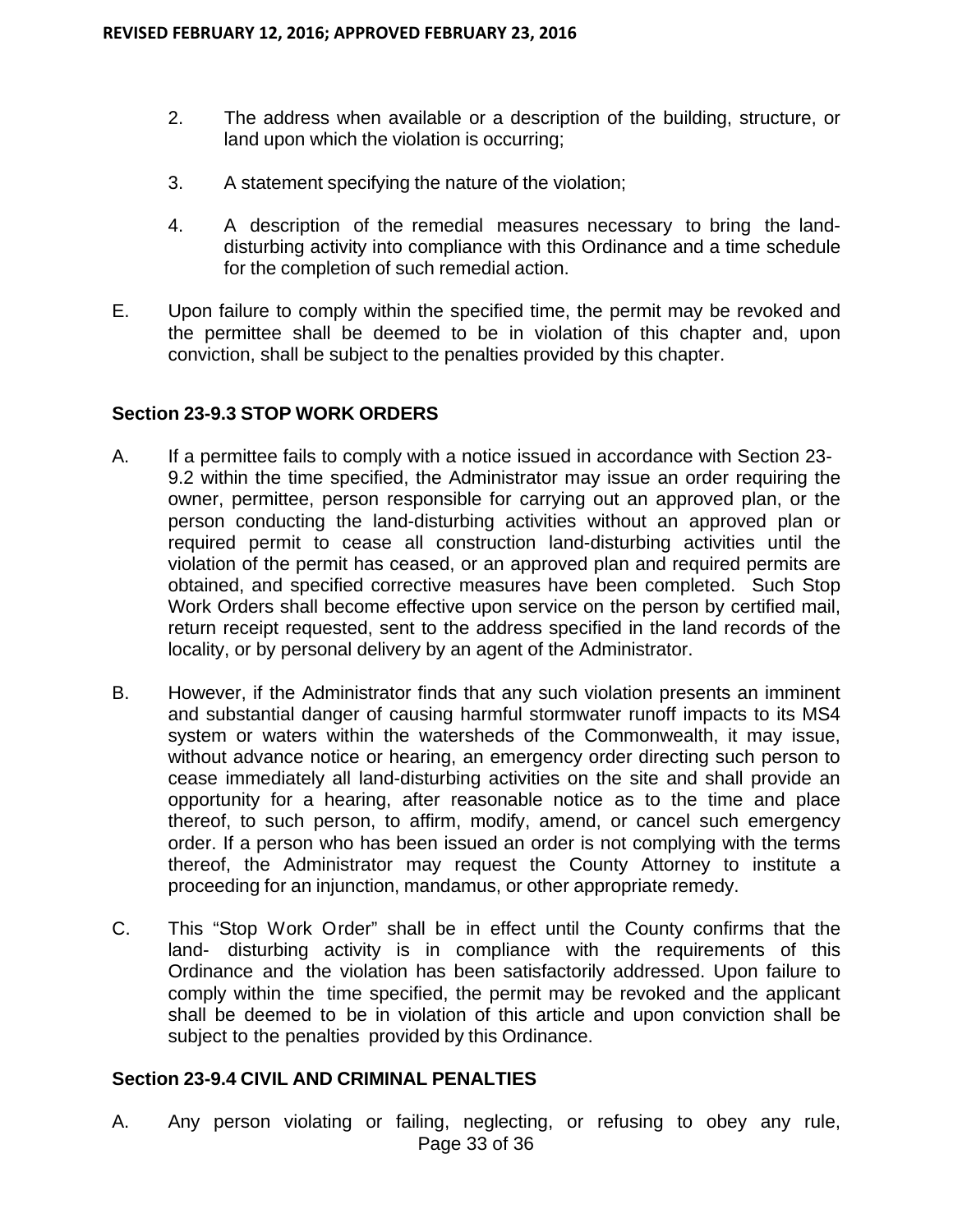2. The address when available or a description of the building, structure, or land upon which the violation is occurring;

3. A statement specifying the nature of the violation;

4. A description of the remedial measures necessary to bring the land-disturbing activity into compliance with this Ordinance and a time schedule for the completion of such remedial action.

E. Upon failure to comply within the specified time, the permit may be revoked and the permittee shall be deemed to be in violation of this chapter and, upon conviction, shall be subject to the penalties provided by this chapter.

### Section 23-9.3 STOP WORK ORDERS

A. If a permittee fails to comply with a notice issued in accordance with Section 23-9.2 within the time specified, the Administrator may issue an order requiring the owner, permittee, person responsible for carrying out an approved plan, or the person conducting the land-disturbing activities without an approved plan or required permit to cease all construction land-disturbing activities until the violation of the permit has ceased, or an approved plan and required permits are obtained, and specified corrective measures have been completed. Such Stop Work Orders shall become effective upon service on the person by certified mail, return receipt requested, sent to the address specified in the land records of the locality, or by personal delivery by an agent of the Administrator.

B. However, if the Administrator finds that any such violation presents an imminent and substantial danger of causing harmful stormwater runoff impacts to its MS4 system or waters within the watersheds of the Commonwealth, it may issue, without advance notice or hearing, an emergency order directing such person to cease immediately all land-disturbing activities on the site and shall provide an opportunity for a hearing, after reasonable notice as to the time and place thereof, to such person, to affirm, modify, amend, or cancel such emergency order. If a person who has been issued an order is not complying with the terms thereof, the Administrator may request the County Attorney to institute a proceeding for an injunction, mandamus, or other appropriate remedy.

C. This "Stop Work Order" shall be in effect until the County confirms that the land- disturbing activity is in compliance with the requirements of this Ordinance and the violation has been satisfactorily addressed. Upon failure to comply within the time specified, the permit may be revoked and the applicant shall be deemed to be in violation of this article and upon conviction shall be subject to the penalties provided by this Ordinance.

### Section 23-9.4 CIVIL AND CRIMINAL PENALTIES

A. Any person violating or failing, neglecting, or refusing to obey any rule,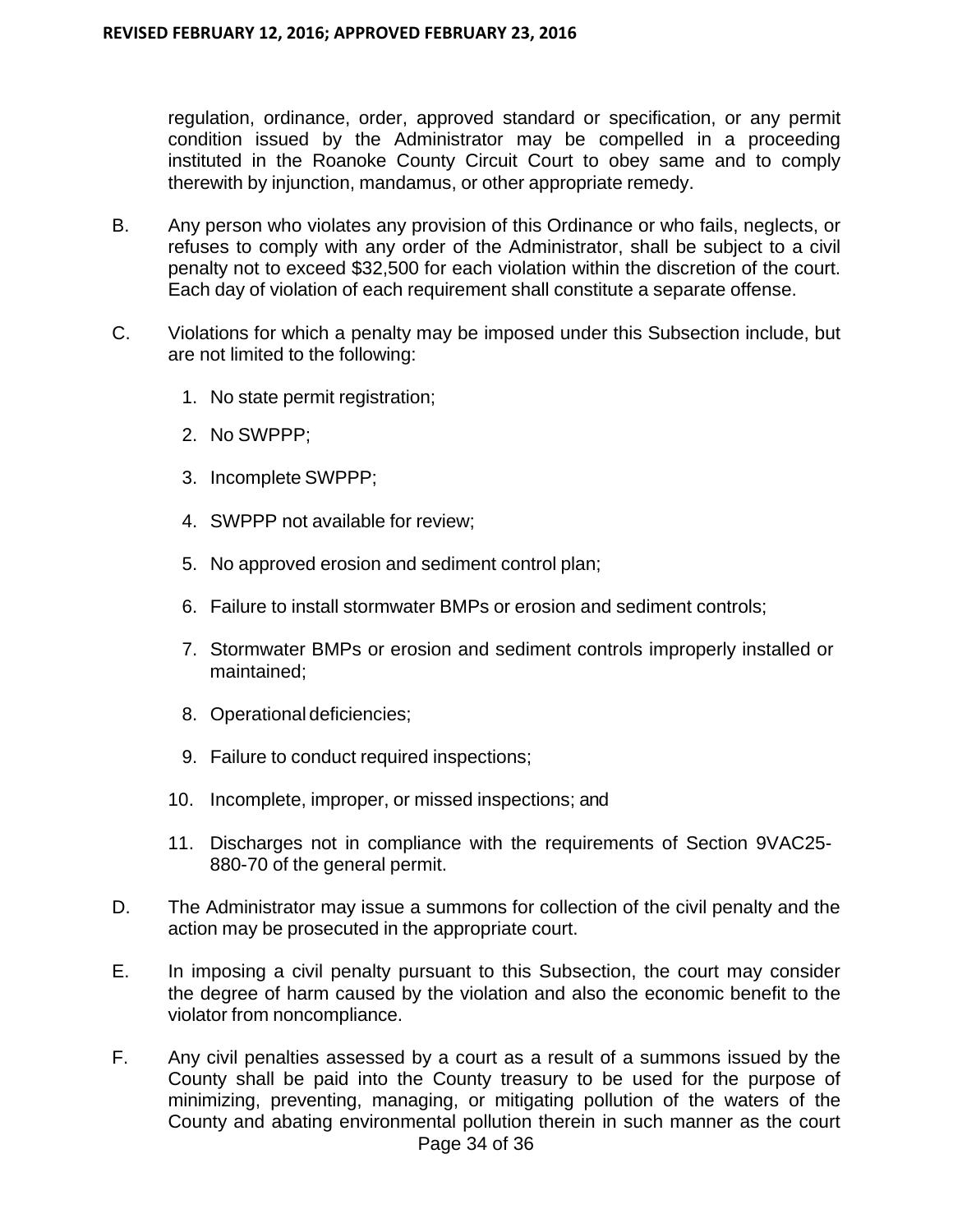regulation, ordinance, order, approved standard or specification, or any permit condition issued by the Administrator may be compelled in a proceeding instituted in the Roanoke County Circuit Court to obey same and to comply therewith by injunction, mandamus, or other appropriate remedy.

B. Any person who violates any provision of this Ordinance or who fails, neglects, or refuses to comply with any order of the Administrator, shall be subject to a civil penalty not to exceed $32,500 for each violation within the discretion of the court. Each day of violation of each requirement shall constitute a separate offense.

C. Violations for which a penalty may be imposed under this Subsection include, but are not limited to the following:

   1. No state permit registration;
   2. No SWPPP;
   3. Incomplete SWPPP;
   4. SWPPP not available for review;
   5. No approved erosion and sediment control plan;
   6. Failure to install stormwater BMPs or erosion and sediment controls;
   7. Stormwater BMPs or erosion and sediment controls improperly installed or maintained;
   8. Operational deficiencies;
   9. Failure to conduct required inspections;
   10. Incomplete, improper, or missed inspections; and
   11. Discharges not in compliance with the requirements of Section 9VAC25-880-70 of the general permit.

D. The Administrator may issue a summons for collection of the civil penalty and the action may be prosecuted in the appropriate court.

E. In imposing a civil penalty pursuant to this Subsection, the court may consider the degree of harm caused by the violation and also the economic benefit to the violator from noncompliance.

F. Any civil penalties assessed by a court as a result of a summons issued by the County shall be paid into the County treasury to be used for the purpose of minimizing, preventing, managing, or mitigating pollution of the waters of the County and abating environmental pollution therein in such manner as the court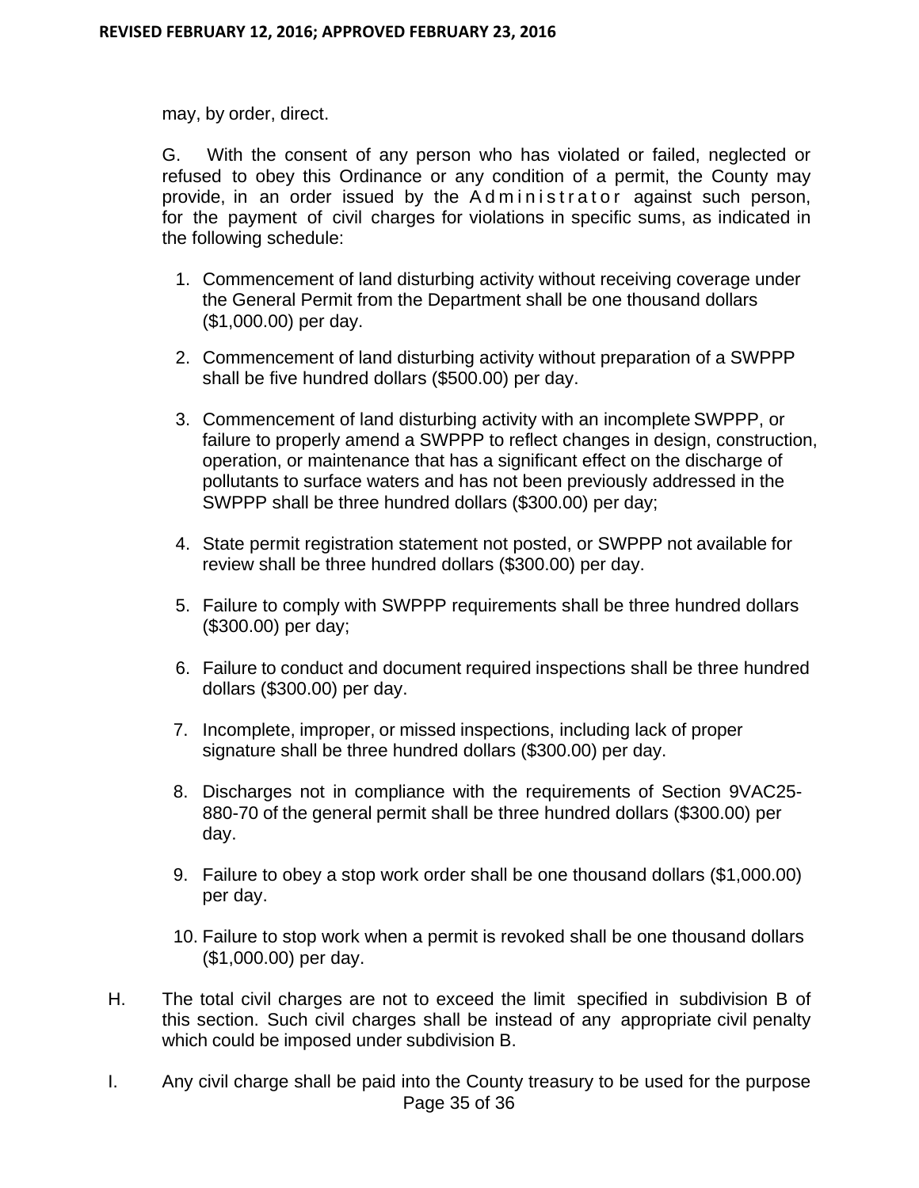may, by order, direct.

G. With the consent of any person who has violated or failed, neglected or refused to obey this Ordinance or any condition of a permit, the County may provide, in an order issued by the Administrator against such person, for the payment of civil charges for violations in specific sums, as indicated in the following schedule:

1. Commencement of land disturbing activity without receiving coverage under the General Permit from the Department shall be one thousand dollars ($1,000.00) per day.

2. Commencement of land disturbing activity without preparation of a SWPPP shall be five hundred dollars ($500.00) per day.

3. Commencement of land disturbing activity with an incomplete SWPPP, or failure to properly amend a SWPPP to reflect changes in design, construction, operation, or maintenance that has a significant effect on the discharge of pollutants to surface waters and has not been previously addressed in the SWPPP shall be three hundred dollars ($300.00) per day;

4. State permit registration statement not posted, or SWPPP not available for review shall be three hundred dollars ($300.00) per day.

5. Failure to comply with SWPPP requirements shall be three hundred dollars ($300.00) per day;

6. Failure to conduct and document required inspections shall be three hundred dollars ($300.00) per day.

7. Incomplete, improper, or missed inspections, including lack of proper signature shall be three hundred dollars ($300.00) per day.

8. Discharges not in compliance with the requirements of Section 9VAC25-880-70 of the general permit shall be three hundred dollars ($300.00) per day.

9. Failure to obey a stop work order shall be one thousand dollars ($1,000.00) per day.

10. Failure to stop work when a permit is revoked shall be one thousand dollars ($1,000.00) per day.

H. The total civil charges are not to exceed the limit specified in subdivision B of this section. Such civil charges shall be instead of any appropriate civil penalty which could be imposed under subdivision B.

I. Any civil charge shall be paid into the County treasury to be used for the purpose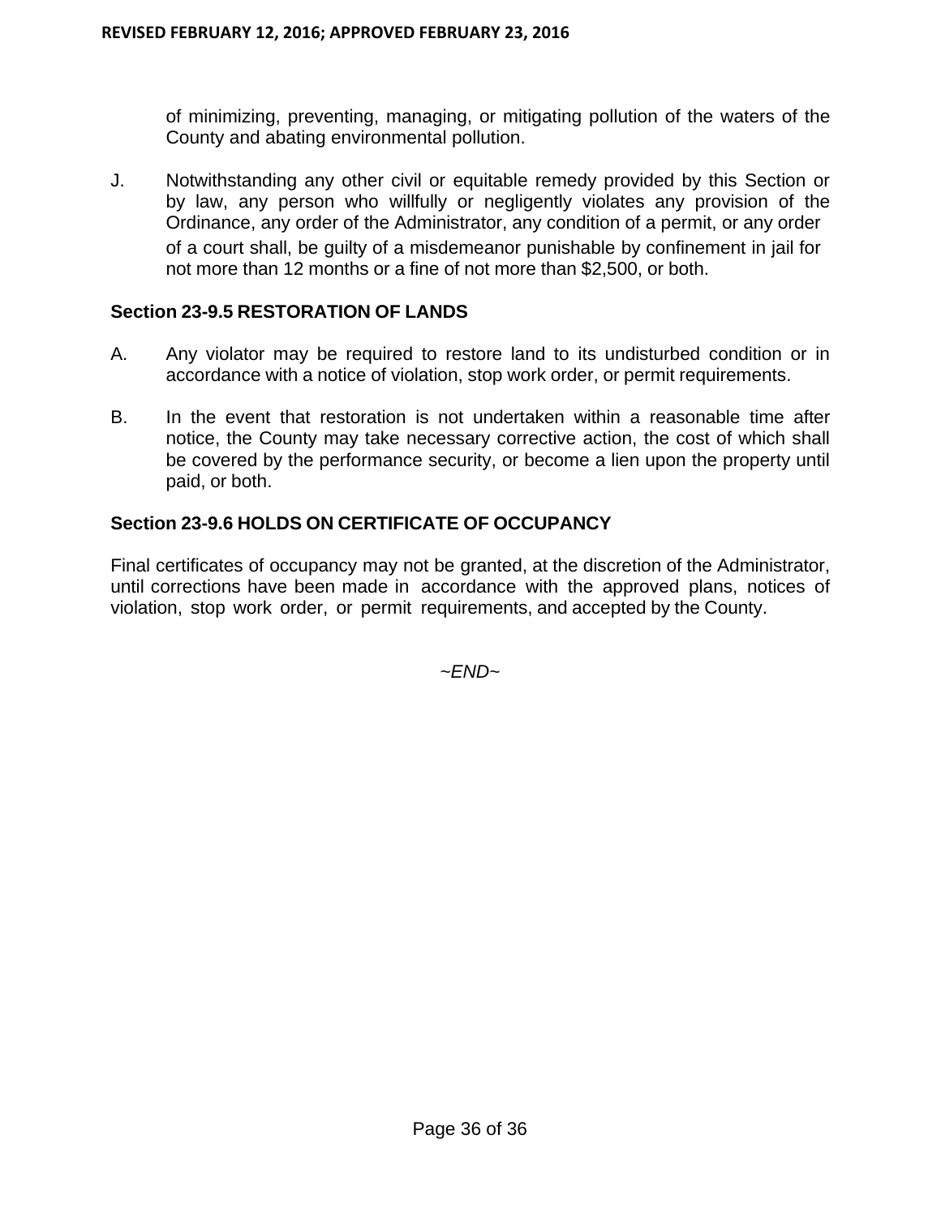of minimizing, preventing, managing, or mitigating pollution of the waters of the County and abating environmental pollution.

J. Notwithstanding any other civil or equitable remedy provided by this Section or by law, any person who willfully or negligently violates any provision of the Ordinance, any order of the Administrator, any condition of a permit, or any order of a court shall, be guilty of a misdemeanor punishable by confinement in jail for not more than 12 months or a fine of not more than $2,500, or both.

## Section 23-9.5 RESTORATION OF LANDS

A. Any violator may be required to restore land to its undisturbed condition or in accordance with a notice of violation, stop work order, or permit requirements.

B. In the event that restoration is not undertaken within a reasonable time after notice, the County may take necessary corrective action, the cost of which shall be covered by the performance security, or become a lien upon the property until paid, or both.

## Section 23-9.6 HOLDS ON CERTIFICATE OF OCCUPANCY

Final certificates of occupancy may not be granted, at the discretion of the Administrator, until corrections have been made in accordance with the approved plans, notices of violation, stop work order, or permit requirements, and accepted by the County.

*~END~*